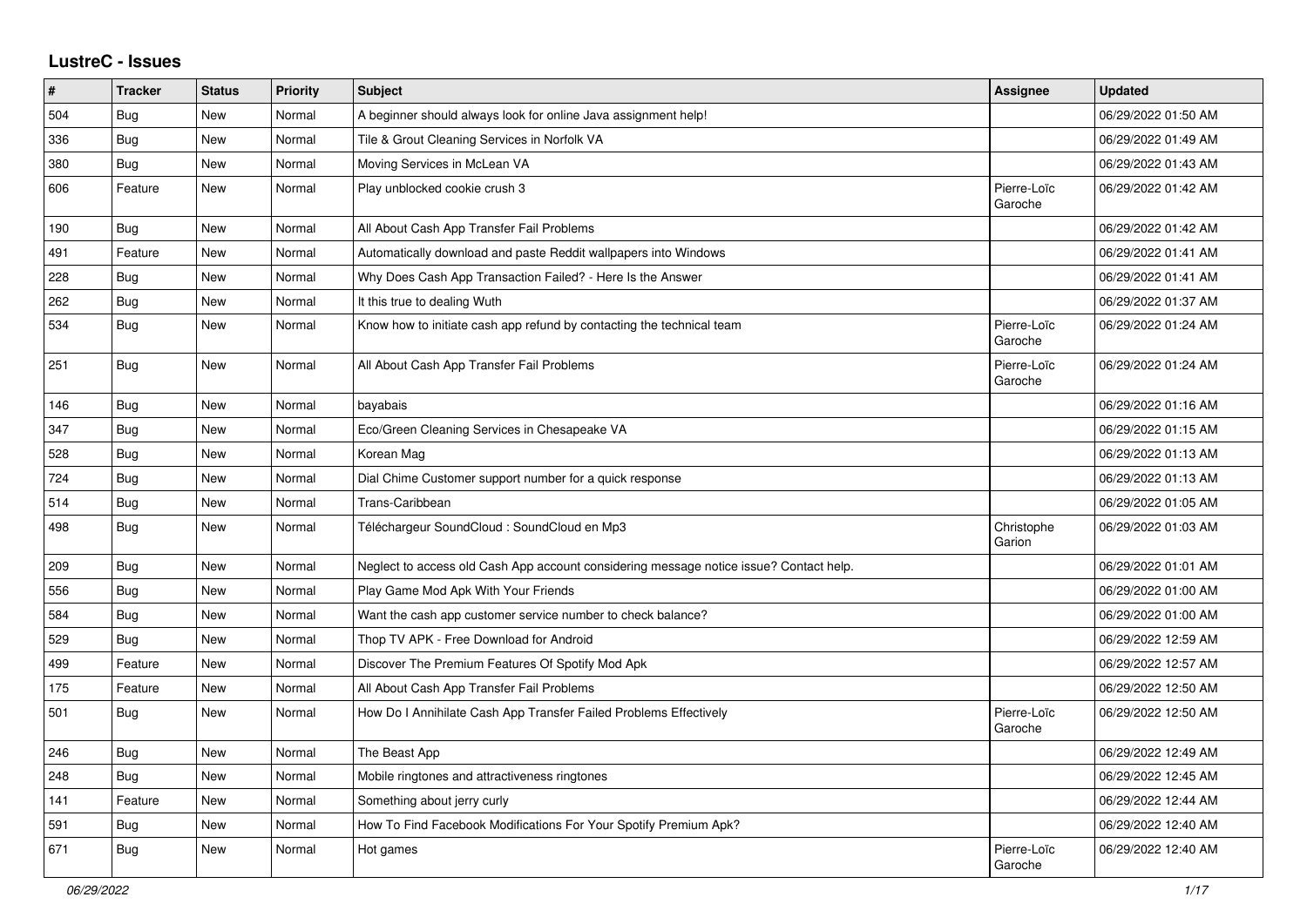## LustreC - Issues

| # | Tracker | Status | Priority | Subject | Assignee | Updated |
|---|---|---|---|---|---|---|
| 504 | Bug | New | Normal | A beginner should always look for online Java assignment help! | | 06/29/2022 01:50 AM |
| 336 | Bug | New | Normal | Tile & Grout Cleaning Services in Norfolk VA | | 06/29/2022 01:49 AM |
| 380 | Bug | New | Normal | Moving Services in McLean VA | | 06/29/2022 01:43 AM |
| 606 | Feature | New | Normal | Play unblocked cookie crush 3 | Pierre-Loïc Garoche | 06/29/2022 01:42 AM |
| 190 | Bug | New | Normal | All About Cash App Transfer Fail Problems | | 06/29/2022 01:42 AM |
| 491 | Feature | New | Normal | Automatically download and paste Reddit wallpapers into Windows | | 06/29/2022 01:41 AM |
| 228 | Bug | New | Normal | Why Does Cash App Transaction Failed? - Here Is the Answer | | 06/29/2022 01:41 AM |
| 262 | Bug | New | Normal | It this true to dealing Wuth | | 06/29/2022 01:37 AM |
| 534 | Bug | New | Normal | Know how to initiate cash app refund by contacting the technical team | Pierre-Loïc Garoche | 06/29/2022 01:24 AM |
| 251 | Bug | New | Normal | All About Cash App Transfer Fail Problems | Pierre-Loïc Garoche | 06/29/2022 01:24 AM |
| 146 | Bug | New | Normal | bayabais | | 06/29/2022 01:16 AM |
| 347 | Bug | New | Normal | Eco/Green Cleaning Services in Chesapeake VA | | 06/29/2022 01:15 AM |
| 528 | Bug | New | Normal | Korean Mag | | 06/29/2022 01:13 AM |
| 724 | Bug | New | Normal | Dial Chime Customer support number for a quick response | | 06/29/2022 01:13 AM |
| 514 | Bug | New | Normal | Trans-Caribbean | | 06/29/2022 01:05 AM |
| 498 | Bug | New | Normal | Téléchargeur SoundCloud : SoundCloud en Mp3 | Christophe Garion | 06/29/2022 01:03 AM |
| 209 | Bug | New | Normal | Neglect to access old Cash App account considering message notice issue? Contact help. | | 06/29/2022 01:01 AM |
| 556 | Bug | New | Normal | Play Game Mod Apk With Your Friends | | 06/29/2022 01:00 AM |
| 584 | Bug | New | Normal | Want the cash app customer service number to check balance? | | 06/29/2022 01:00 AM |
| 529 | Bug | New | Normal | Thop TV APK - Free Download for Android | | 06/29/2022 12:59 AM |
| 499 | Feature | New | Normal | Discover The Premium Features Of Spotify Mod Apk | | 06/29/2022 12:57 AM |
| 175 | Feature | New | Normal | All About Cash App Transfer Fail Problems | | 06/29/2022 12:50 AM |
| 501 | Bug | New | Normal | How Do I Annihilate Cash App Transfer Failed Problems Effectively | Pierre-Loïc Garoche | 06/29/2022 12:50 AM |
| 246 | Bug | New | Normal | The Beast App | | 06/29/2022 12:49 AM |
| 248 | Bug | New | Normal | Mobile ringtones and attractiveness ringtones | | 06/29/2022 12:45 AM |
| 141 | Feature | New | Normal | Something about jerry curly | | 06/29/2022 12:44 AM |
| 591 | Bug | New | Normal | How To Find Facebook Modifications For Your Spotify Premium Apk? | | 06/29/2022 12:40 AM |
| 671 | Bug | New | Normal | Hot games | Pierre-Loïc Garoche | 06/29/2022 12:40 AM |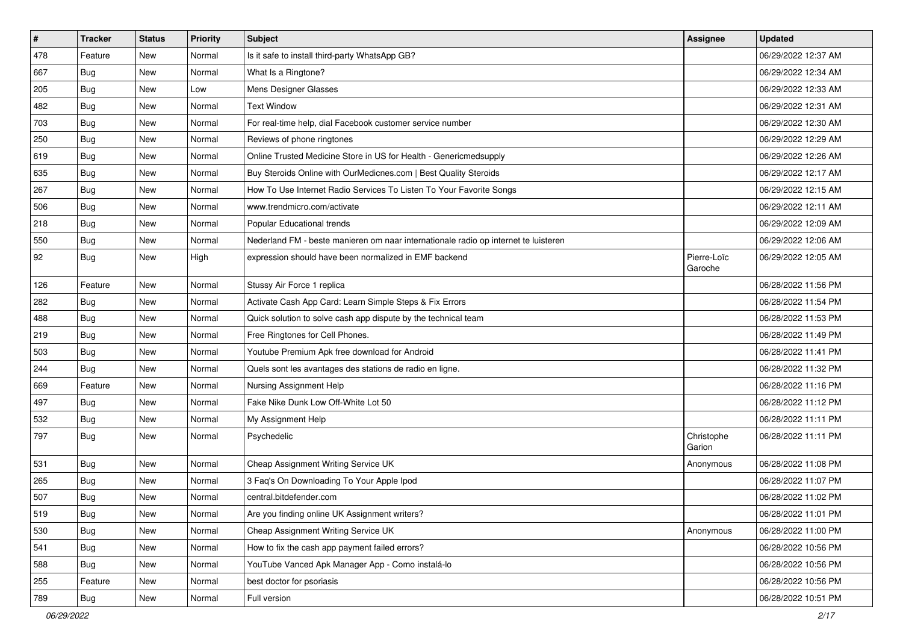| # | Tracker | Status | Priority | Subject | Assignee | Updated |
| --- | --- | --- | --- | --- | --- | --- |
| 478 | Feature | New | Normal | Is it safe to install third-party WhatsApp GB? | | 06/29/2022 12:37 AM |
| 667 | Bug | New | Normal | What Is a Ringtone? | | 06/29/2022 12:34 AM |
| 205 | Bug | New | Low | Mens Designer Glasses | | 06/29/2022 12:33 AM |
| 482 | Bug | New | Normal | Text Window | | 06/29/2022 12:31 AM |
| 703 | Bug | New | Normal | For real-time help, dial Facebook customer service number | | 06/29/2022 12:30 AM |
| 250 | Bug | New | Normal | Reviews of phone ringtones | | 06/29/2022 12:29 AM |
| 619 | Bug | New | Normal | Online Trusted Medicine Store in US for Health - Genericmedsupply | | 06/29/2022 12:26 AM |
| 635 | Bug | New | Normal | Buy Steroids Online with OurMedicnes.com \| Best Quality Steroids | | 06/29/2022 12:17 AM |
| 267 | Bug | New | Normal | How To Use Internet Radio Services To Listen To Your Favorite Songs | | 06/29/2022 12:15 AM |
| 506 | Bug | New | Normal | www.trendmicro.com/activate | | 06/29/2022 12:11 AM |
| 218 | Bug | New | Normal | Popular Educational trends | | 06/29/2022 12:09 AM |
| 550 | Bug | New | Normal | Nederland FM - beste manieren om naar internationale radio op internet te luisteren | | 06/29/2022 12:06 AM |
| 92 | Bug | New | High | expression should have been normalized in EMF backend | Pierre-Loïc Garoche | 06/29/2022 12:05 AM |
| 126 | Feature | New | Normal | Stussy Air Force 1 replica | | 06/28/2022 11:56 PM |
| 282 | Bug | New | Normal | Activate Cash App Card: Learn Simple Steps & Fix Errors | | 06/28/2022 11:54 PM |
| 488 | Bug | New | Normal | Quick solution to solve cash app dispute by the technical team | | 06/28/2022 11:53 PM |
| 219 | Bug | New | Normal | Free Ringtones for Cell Phones. | | 06/28/2022 11:49 PM |
| 503 | Bug | New | Normal | Youtube Premium Apk free download for Android | | 06/28/2022 11:41 PM |
| 244 | Bug | New | Normal | Quels sont les avantages des stations de radio en ligne. | | 06/28/2022 11:32 PM |
| 669 | Feature | New | Normal | Nursing Assignment Help | | 06/28/2022 11:16 PM |
| 497 | Bug | New | Normal | Fake Nike Dunk Low Off-White Lot 50 | | 06/28/2022 11:12 PM |
| 532 | Bug | New | Normal | My Assignment Help | | 06/28/2022 11:11 PM |
| 797 | Bug | New | Normal | Psychedelic | Christophe Garion | 06/28/2022 11:11 PM |
| 531 | Bug | New | Normal | Cheap Assignment Writing Service UK | Anonymous | 06/28/2022 11:08 PM |
| 265 | Bug | New | Normal | 3 Faq's On Downloading To Your Apple Ipod | | 06/28/2022 11:07 PM |
| 507 | Bug | New | Normal | central.bitdefender.com | | 06/28/2022 11:02 PM |
| 519 | Bug | New | Normal | Are you finding online UK Assignment writers? | | 06/28/2022 11:01 PM |
| 530 | Bug | New | Normal | Cheap Assignment Writing Service UK | Anonymous | 06/28/2022 11:00 PM |
| 541 | Bug | New | Normal | How to fix the cash app payment failed errors? | | 06/28/2022 10:56 PM |
| 588 | Bug | New | Normal | YouTube Vanced Apk Manager App - Como instalá-lo | | 06/28/2022 10:56 PM |
| 255 | Feature | New | Normal | best doctor for psoriasis | | 06/28/2022 10:56 PM |
| 789 | Bug | New | Normal | Full version | | 06/28/2022 10:51 PM |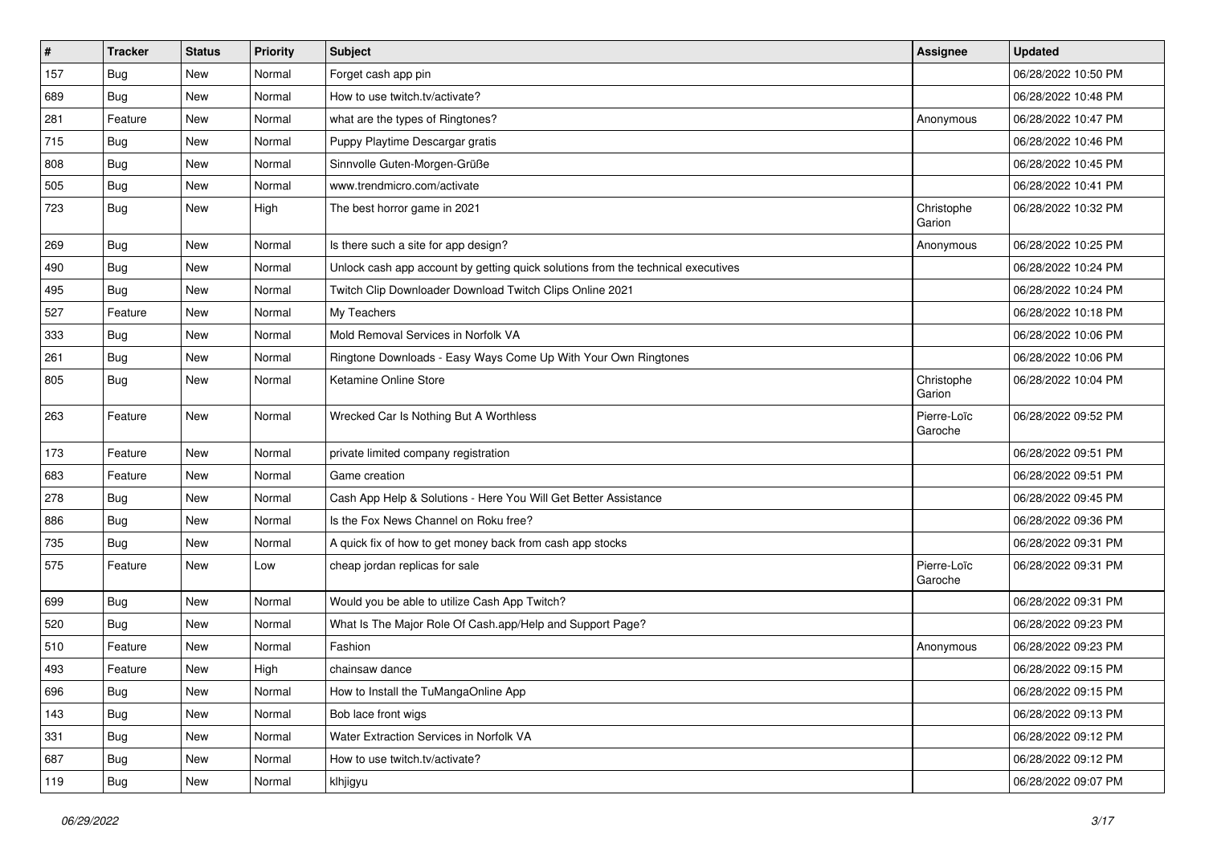| # | Tracker | Status | Priority | Subject | Assignee | Updated |
|---|---|---|---|---|---|---|
| 157 | Bug | New | Normal | Forget cash app pin |  | 06/28/2022 10:50 PM |
| 689 | Bug | New | Normal | How to use twitch.tv/activate? |  | 06/28/2022 10:48 PM |
| 281 | Feature | New | Normal | what are the types of Ringtones? | Anonymous | 06/28/2022 10:47 PM |
| 715 | Bug | New | Normal | Puppy Playtime Descargar gratis |  | 06/28/2022 10:46 PM |
| 808 | Bug | New | Normal | Sinnvolle Guten-Morgen-Grüße |  | 06/28/2022 10:45 PM |
| 505 | Bug | New | Normal | www.trendmicro.com/activate |  | 06/28/2022 10:41 PM |
| 723 | Bug | New | High | The best horror game in 2021 | Christophe Garion | 06/28/2022 10:32 PM |
| 269 | Bug | New | Normal | Is there such a site for app design? | Anonymous | 06/28/2022 10:25 PM |
| 490 | Bug | New | Normal | Unlock cash app account by getting quick solutions from the technical executives |  | 06/28/2022 10:24 PM |
| 495 | Bug | New | Normal | Twitch Clip Downloader Download Twitch Clips Online 2021 |  | 06/28/2022 10:24 PM |
| 527 | Feature | New | Normal | My Teachers |  | 06/28/2022 10:18 PM |
| 333 | Bug | New | Normal | Mold Removal Services in Norfolk VA |  | 06/28/2022 10:06 PM |
| 261 | Bug | New | Normal | Ringtone Downloads - Easy Ways Come Up With Your Own Ringtones |  | 06/28/2022 10:06 PM |
| 805 | Bug | New | Normal | Ketamine Online Store | Christophe Garion | 06/28/2022 10:04 PM |
| 263 | Feature | New | Normal | Wrecked Car Is Nothing But A Worthless | Pierre-Loïc Garoche | 06/28/2022 09:52 PM |
| 173 | Feature | New | Normal | private limited company registration |  | 06/28/2022 09:51 PM |
| 683 | Feature | New | Normal | Game creation |  | 06/28/2022 09:51 PM |
| 278 | Bug | New | Normal | Cash App Help & Solutions - Here You Will Get Better Assistance |  | 06/28/2022 09:45 PM |
| 886 | Bug | New | Normal | Is the Fox News Channel on Roku free? |  | 06/28/2022 09:36 PM |
| 735 | Bug | New | Normal | A quick fix of how to get money back from cash app stocks |  | 06/28/2022 09:31 PM |
| 575 | Feature | New | Low | cheap jordan replicas for sale | Pierre-Loïc Garoche | 06/28/2022 09:31 PM |
| 699 | Bug | New | Normal | Would you be able to utilize Cash App Twitch? |  | 06/28/2022 09:31 PM |
| 520 | Bug | New | Normal | What Is The Major Role Of Cash.app/Help and Support Page? |  | 06/28/2022 09:23 PM |
| 510 | Feature | New | Normal | Fashion | Anonymous | 06/28/2022 09:23 PM |
| 493 | Feature | New | High | chainsaw dance |  | 06/28/2022 09:15 PM |
| 696 | Bug | New | Normal | How to Install the TuMangaOnline App |  | 06/28/2022 09:15 PM |
| 143 | Bug | New | Normal | Bob lace front wigs |  | 06/28/2022 09:13 PM |
| 331 | Bug | New | Normal | Water Extraction Services in Norfolk VA |  | 06/28/2022 09:12 PM |
| 687 | Bug | New | Normal | How to use twitch.tv/activate? |  | 06/28/2022 09:12 PM |
| 119 | Bug | New | Normal | klhjigyu |  | 06/28/2022 09:07 PM |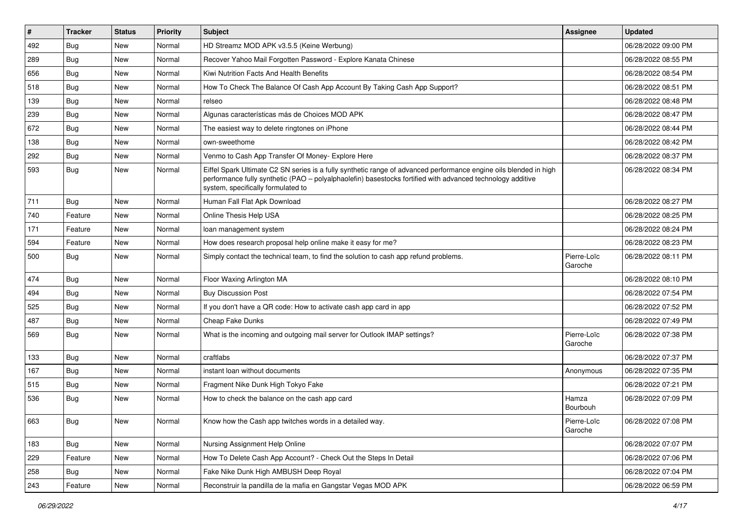| # | Tracker | Status | Priority | Subject | Assignee | Updated |
|---|---|---|---|---|---|---|
| 492 | Bug | New | Normal | HD Streamz MOD APK v3.5.5 (Keine Werbung) | | 06/28/2022 09:00 PM |
| 289 | Bug | New | Normal | Recover Yahoo Mail Forgotten Password - Explore Kanata Chinese | | 06/28/2022 08:55 PM |
| 656 | Bug | New | Normal | Kiwi Nutrition Facts And Health Benefits | | 06/28/2022 08:54 PM |
| 518 | Bug | New | Normal | How To Check The Balance Of Cash App Account By Taking Cash App Support? | | 06/28/2022 08:51 PM |
| 139 | Bug | New | Normal | relseo | | 06/28/2022 08:48 PM |
| 239 | Bug | New | Normal | Algunas características más de Choices MOD APK | | 06/28/2022 08:47 PM |
| 672 | Bug | New | Normal | The easiest way to delete ringtones on iPhone | | 06/28/2022 08:44 PM |
| 138 | Bug | New | Normal | own-sweethome | | 06/28/2022 08:42 PM |
| 292 | Bug | New | Normal | Venmo to Cash App Transfer Of Money- Explore Here | | 06/28/2022 08:37 PM |
| 593 | Bug | New | Normal | Eiffel Spark Ultimate C2 SN series is a fully synthetic range of advanced performance engine oils blended in high performance fully synthetic (PAO – polyalphaolefin) basestocks fortified with advanced technology additive system, specifically formulated to | | 06/28/2022 08:34 PM |
| 711 | Bug | New | Normal | Human Fall Flat Apk Download | | 06/28/2022 08:27 PM |
| 740 | Feature | New | Normal | Online Thesis Help USA | | 06/28/2022 08:25 PM |
| 171 | Feature | New | Normal | loan management system | | 06/28/2022 08:24 PM |
| 594 | Feature | New | Normal | How does research proposal help online make it easy for me? | | 06/28/2022 08:23 PM |
| 500 | Bug | New | Normal | Simply contact the technical team, to find the solution to cash app refund problems. | Pierre-Loïc Garoche | 06/28/2022 08:11 PM |
| 474 | Bug | New | Normal | Floor Waxing Arlington MA | | 06/28/2022 08:10 PM |
| 494 | Bug | New | Normal | Buy Discussion Post | | 06/28/2022 07:54 PM |
| 525 | Bug | New | Normal | If you don't have a QR code: How to activate cash app card in app | | 06/28/2022 07:52 PM |
| 487 | Bug | New | Normal | Cheap Fake Dunks | | 06/28/2022 07:49 PM |
| 569 | Bug | New | Normal | What is the incoming and outgoing mail server for Outlook IMAP settings? | Pierre-Loïc Garoche | 06/28/2022 07:38 PM |
| 133 | Bug | New | Normal | craftlabs | | 06/28/2022 07:37 PM |
| 167 | Bug | New | Normal | instant loan without documents | Anonymous | 06/28/2022 07:35 PM |
| 515 | Bug | New | Normal | Fragment Nike Dunk High Tokyo Fake | | 06/28/2022 07:21 PM |
| 536 | Bug | New | Normal | How to check the balance on the cash app card | Hamza Bourbouh | 06/28/2022 07:09 PM |
| 663 | Bug | New | Normal | Know how the Cash app twitches words in a detailed way. | Pierre-Loïc Garoche | 06/28/2022 07:08 PM |
| 183 | Bug | New | Normal | Nursing Assignment Help Online | | 06/28/2022 07:07 PM |
| 229 | Feature | New | Normal | How To Delete Cash App Account? - Check Out the Steps In Detail | | 06/28/2022 07:06 PM |
| 258 | Bug | New | Normal | Fake Nike Dunk High AMBUSH Deep Royal | | 06/28/2022 07:04 PM |
| 243 | Feature | New | Normal | Reconstruir la pandilla de la mafia en Gangstar Vegas MOD APK | | 06/28/2022 06:59 PM |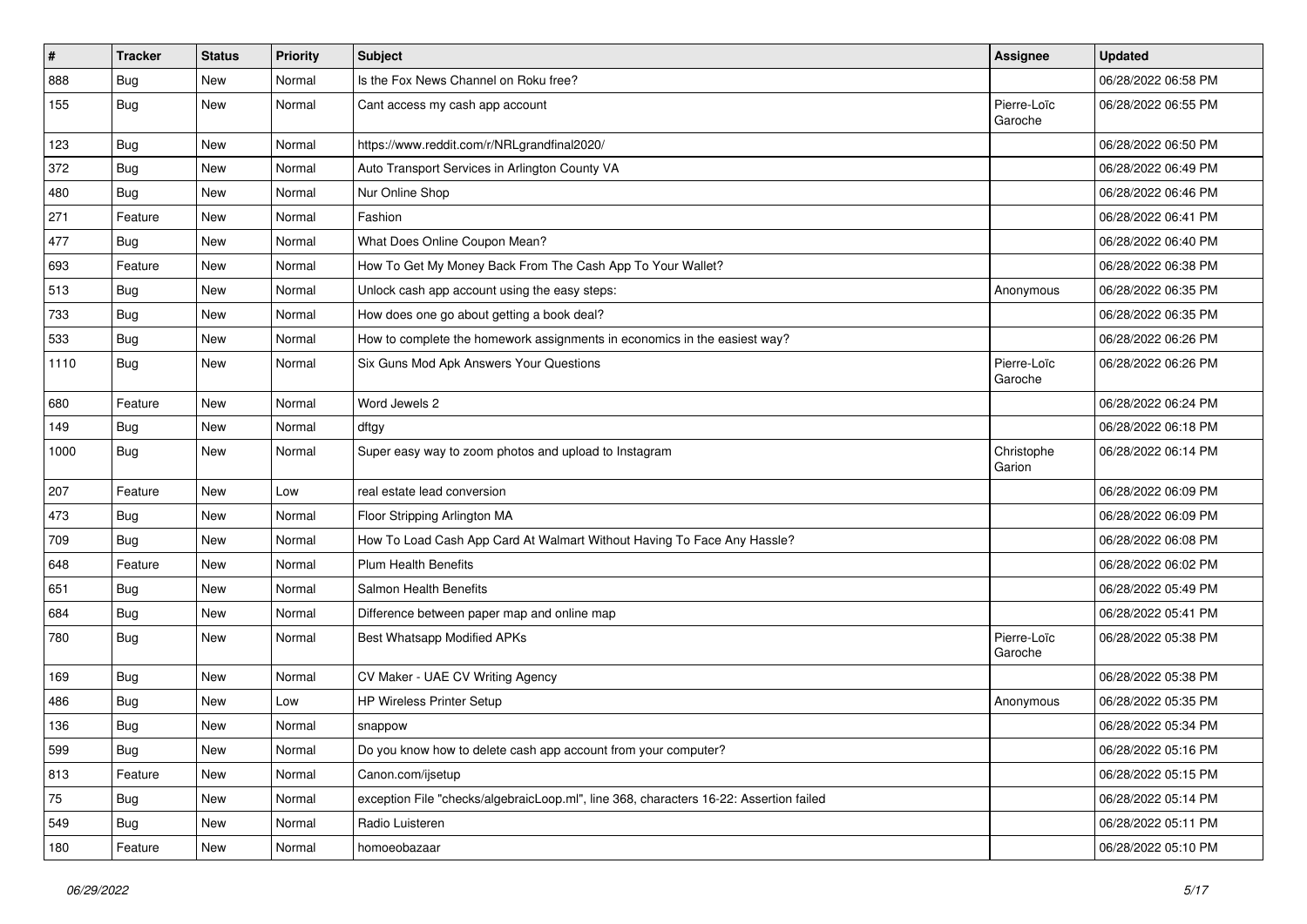| # | Tracker | Status | Priority | Subject | Assignee | Updated |
|---|---|---|---|---|---|---|
| 888 | Bug | New | Normal | Is the Fox News Channel on Roku free? | | 06/28/2022 06:58 PM |
| 155 | Bug | New | Normal | Cant access my cash app account | Pierre-Loïc Garoche | 06/28/2022 06:55 PM |
| 123 | Bug | New | Normal | https://www.reddit.com/r/NRLgrandfinal2020/ | | 06/28/2022 06:50 PM |
| 372 | Bug | New | Normal | Auto Transport Services in Arlington County VA | | 06/28/2022 06:49 PM |
| 480 | Bug | New | Normal | Nur Online Shop | | 06/28/2022 06:46 PM |
| 271 | Feature | New | Normal | Fashion | | 06/28/2022 06:41 PM |
| 477 | Bug | New | Normal | What Does Online Coupon Mean? | | 06/28/2022 06:40 PM |
| 693 | Feature | New | Normal | How To Get My Money Back From The Cash App To Your Wallet? | | 06/28/2022 06:38 PM |
| 513 | Bug | New | Normal | Unlock cash app account using the easy steps: | Anonymous | 06/28/2022 06:35 PM |
| 733 | Bug | New | Normal | How does one go about getting a book deal? | | 06/28/2022 06:35 PM |
| 533 | Bug | New | Normal | How to complete the homework assignments in economics in the easiest way? | | 06/28/2022 06:26 PM |
| 1110 | Bug | New | Normal | Six Guns Mod Apk Answers Your Questions | Pierre-Loïc Garoche | 06/28/2022 06:26 PM |
| 680 | Feature | New | Normal | Word Jewels 2 | | 06/28/2022 06:24 PM |
| 149 | Bug | New | Normal | dftgy | | 06/28/2022 06:18 PM |
| 1000 | Bug | New | Normal | Super easy way to zoom photos and upload to Instagram | Christophe Garion | 06/28/2022 06:14 PM |
| 207 | Feature | New | Low | real estate lead conversion | | 06/28/2022 06:09 PM |
| 473 | Bug | New | Normal | Floor Stripping Arlington MA | | 06/28/2022 06:09 PM |
| 709 | Bug | New | Normal | How To Load Cash App Card At Walmart Without Having To Face Any Hassle? | | 06/28/2022 06:08 PM |
| 648 | Feature | New | Normal | Plum Health Benefits | | 06/28/2022 06:02 PM |
| 651 | Bug | New | Normal | Salmon Health Benefits | | 06/28/2022 05:49 PM |
| 684 | Bug | New | Normal | Difference between paper map and online map | | 06/28/2022 05:41 PM |
| 780 | Bug | New | Normal | Best Whatsapp Modified APKs | Pierre-Loïc Garoche | 06/28/2022 05:38 PM |
| 169 | Bug | New | Normal | CV Maker - UAE CV Writing Agency | | 06/28/2022 05:38 PM |
| 486 | Bug | New | Low | HP Wireless Printer Setup | Anonymous | 06/28/2022 05:35 PM |
| 136 | Bug | New | Normal | snappow | | 06/28/2022 05:34 PM |
| 599 | Bug | New | Normal | Do you know how to delete cash app account from your computer? | | 06/28/2022 05:16 PM |
| 813 | Feature | New | Normal | Canon.com/ijsetup | | 06/28/2022 05:15 PM |
| 75 | Bug | New | Normal | exception File "checks/algebraicLoop.ml", line 368, characters 16-22: Assertion failed | | 06/28/2022 05:14 PM |
| 549 | Bug | New | Normal | Radio Luisteren | | 06/28/2022 05:11 PM |
| 180 | Feature | New | Normal | homoeobazaar | | 06/28/2022 05:10 PM |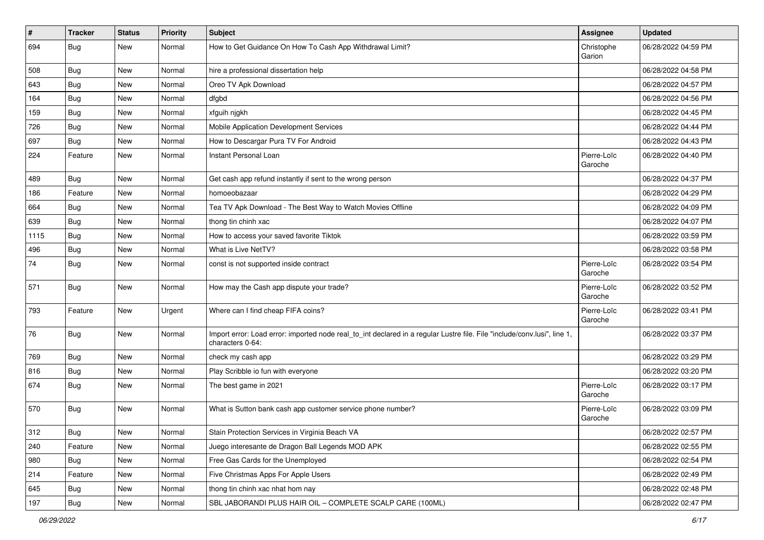| # | Tracker | Status | Priority | Subject | Assignee | Updated |
|---|---|---|---|---|---|---|
| 694 | Bug | New | Normal | How to Get Guidance On How To Cash App Withdrawal Limit? | Christophe Garion | 06/28/2022 04:59 PM |
| 508 | Bug | New | Normal | hire a professional dissertation help | | 06/28/2022 04:58 PM |
| 643 | Bug | New | Normal | Oreo TV Apk Download | | 06/28/2022 04:57 PM |
| 164 | Bug | New | Normal | dfgbd | | 06/28/2022 04:56 PM |
| 159 | Bug | New | Normal | xfguih njgkh | | 06/28/2022 04:45 PM |
| 726 | Bug | New | Normal | Mobile Application Development Services | | 06/28/2022 04:44 PM |
| 697 | Bug | New | Normal | How to Descargar Pura TV For Android | | 06/28/2022 04:43 PM |
| 224 | Feature | New | Normal | Instant Personal Loan | Pierre-Loïc Garoche | 06/28/2022 04:40 PM |
| 489 | Bug | New | Normal | Get cash app refund instantly if sent to the wrong person | | 06/28/2022 04:37 PM |
| 186 | Feature | New | Normal | homoeobazaar | | 06/28/2022 04:29 PM |
| 664 | Bug | New | Normal | Tea TV Apk Download - The Best Way to Watch Movies Offline | | 06/28/2022 04:09 PM |
| 639 | Bug | New | Normal | thong tin chinh xac | | 06/28/2022 04:07 PM |
| 1115 | Bug | New | Normal | How to access your saved favorite Tiktok | | 06/28/2022 03:59 PM |
| 496 | Bug | New | Normal | What is Live NetTV? | | 06/28/2022 03:58 PM |
| 74 | Bug | New | Normal | const is not supported inside contract | Pierre-Loïc Garoche | 06/28/2022 03:54 PM |
| 571 | Bug | New | Normal | How may the Cash app dispute your trade? | Pierre-Loïc Garoche | 06/28/2022 03:52 PM |
| 793 | Feature | New | Urgent | Where can I find cheap FIFA coins? | Pierre-Loïc Garoche | 06/28/2022 03:41 PM |
| 76 | Bug | New | Normal | Import error: Load error: imported node real_to_int declared in a regular Lustre file. File "include/conv.lusi", line 1, characters 0-64: | | 06/28/2022 03:37 PM |
| 769 | Bug | New | Normal | check my cash app | | 06/28/2022 03:29 PM |
| 816 | Bug | New | Normal | Play Scribble io fun with everyone | | 06/28/2022 03:20 PM |
| 674 | Bug | New | Normal | The best game in 2021 | Pierre-Loïc Garoche | 06/28/2022 03:17 PM |
| 570 | Bug | New | Normal | What is Sutton bank cash app customer service phone number? | Pierre-Loïc Garoche | 06/28/2022 03:09 PM |
| 312 | Bug | New | Normal | Stain Protection Services in Virginia Beach VA | | 06/28/2022 02:57 PM |
| 240 | Feature | New | Normal | Juego interesante de Dragon Ball Legends MOD APK | | 06/28/2022 02:55 PM |
| 980 | Bug | New | Normal | Free Gas Cards for the Unemployed | | 06/28/2022 02:54 PM |
| 214 | Feature | New | Normal | Five Christmas Apps For Apple Users | | 06/28/2022 02:49 PM |
| 645 | Bug | New | Normal | thong tin chinh xac nhat hom nay | | 06/28/2022 02:48 PM |
| 197 | Bug | New | Normal | SBL JABORANDI PLUS HAIR OIL – COMPLETE SCALP CARE (100ML) | | 06/28/2022 02:47 PM |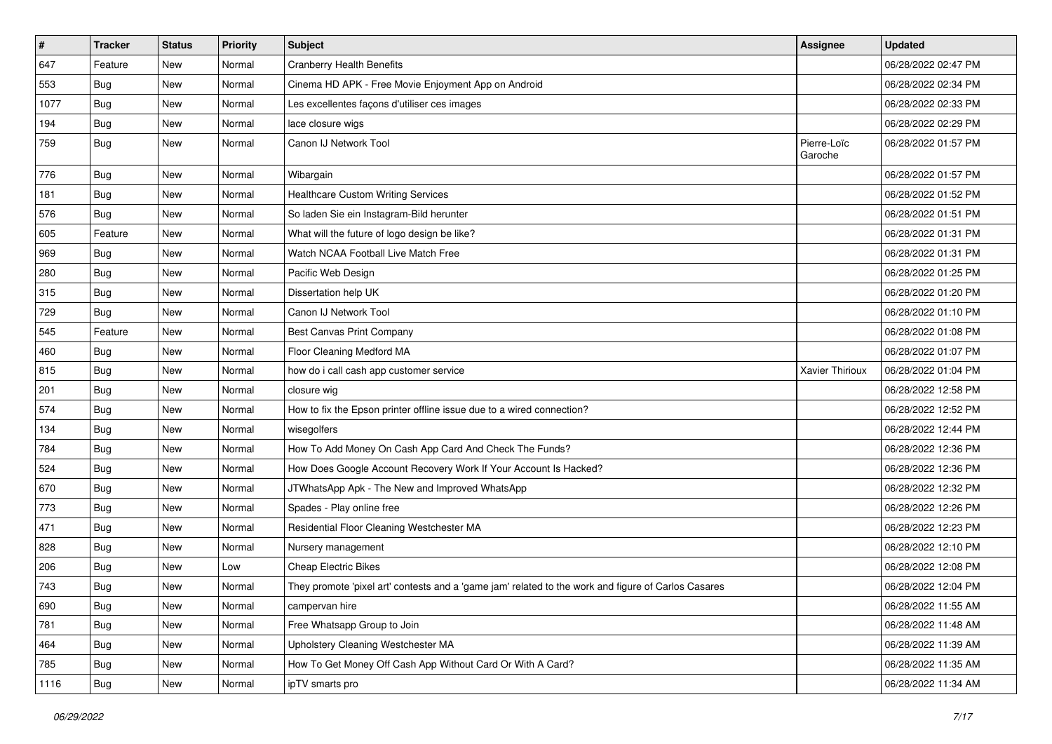| # | Tracker | Status | Priority | Subject | Assignee | Updated |
|---|---|---|---|---|---|---|
| 647 | Feature | New | Normal | Cranberry Health Benefits | | 06/28/2022 02:47 PM |
| 553 | Bug | New | Normal | Cinema HD APK - Free Movie Enjoyment App on Android | | 06/28/2022 02:34 PM |
| 1077 | Bug | New | Normal | Les excellentes façons d'utiliser ces images | | 06/28/2022 02:33 PM |
| 194 | Bug | New | Normal | lace closure wigs | | 06/28/2022 02:29 PM |
| 759 | Bug | New | Normal | Canon IJ Network Tool | Pierre-Loïc Garoche | 06/28/2022 01:57 PM |
| 776 | Bug | New | Normal | Wibargain | | 06/28/2022 01:57 PM |
| 181 | Bug | New | Normal | Healthcare Custom Writing Services | | 06/28/2022 01:52 PM |
| 576 | Bug | New | Normal | So laden Sie ein Instagram-Bild herunter | | 06/28/2022 01:51 PM |
| 605 | Feature | New | Normal | What will the future of logo design be like? | | 06/28/2022 01:31 PM |
| 969 | Bug | New | Normal | Watch NCAA Football Live Match Free | | 06/28/2022 01:31 PM |
| 280 | Bug | New | Normal | Pacific Web Design | | 06/28/2022 01:25 PM |
| 315 | Bug | New | Normal | Dissertation help UK | | 06/28/2022 01:20 PM |
| 729 | Bug | New | Normal | Canon IJ Network Tool | | 06/28/2022 01:10 PM |
| 545 | Feature | New | Normal | Best Canvas Print Company | | 06/28/2022 01:08 PM |
| 460 | Bug | New | Normal | Floor Cleaning Medford MA | | 06/28/2022 01:07 PM |
| 815 | Bug | New | Normal | how do i call cash app customer service | Xavier Thirioux | 06/28/2022 01:04 PM |
| 201 | Bug | New | Normal | closure wig | | 06/28/2022 12:58 PM |
| 574 | Bug | New | Normal | How to fix the Epson printer offline issue due to a wired connection? | | 06/28/2022 12:52 PM |
| 134 | Bug | New | Normal | wisegolfers | | 06/28/2022 12:44 PM |
| 784 | Bug | New | Normal | How To Add Money On Cash App Card And Check The Funds? | | 06/28/2022 12:36 PM |
| 524 | Bug | New | Normal | How Does Google Account Recovery Work If Your Account Is Hacked? | | 06/28/2022 12:36 PM |
| 670 | Bug | New | Normal | JTWhatsApp Apk - The New and Improved WhatsApp | | 06/28/2022 12:32 PM |
| 773 | Bug | New | Normal | Spades - Play online free | | 06/28/2022 12:26 PM |
| 471 | Bug | New | Normal | Residential Floor Cleaning Westchester MA | | 06/28/2022 12:23 PM |
| 828 | Bug | New | Normal | Nursery management | | 06/28/2022 12:10 PM |
| 206 | Bug | New | Low | Cheap Electric Bikes | | 06/28/2022 12:08 PM |
| 743 | Bug | New | Normal | They promote 'pixel art' contests and a 'game jam' related to the work and figure of Carlos Casares | | 06/28/2022 12:04 PM |
| 690 | Bug | New | Normal | campervan hire | | 06/28/2022 11:55 AM |
| 781 | Bug | New | Normal | Free Whatsapp Group to Join | | 06/28/2022 11:48 AM |
| 464 | Bug | New | Normal | Upholstery Cleaning Westchester MA | | 06/28/2022 11:39 AM |
| 785 | Bug | New | Normal | How To Get Money Off Cash App Without Card Or With A Card? | | 06/28/2022 11:35 AM |
| 1116 | Bug | New | Normal | ipTV smarts pro | | 06/28/2022 11:34 AM |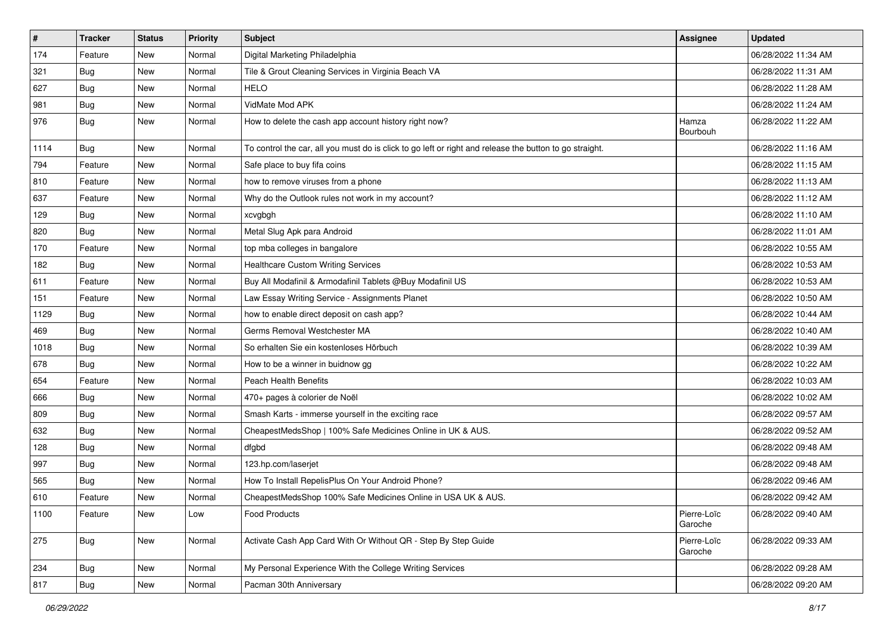| # | Tracker | Status | Priority | Subject | Assignee | Updated |
|---|---|---|---|---|---|---|
| 174 | Feature | New | Normal | Digital Marketing Philadelphia | | 06/28/2022 11:34 AM |
| 321 | Bug | New | Normal | Tile & Grout Cleaning Services in Virginia Beach VA | | 06/28/2022 11:31 AM |
| 627 | Bug | New | Normal | HELO | | 06/28/2022 11:28 AM |
| 981 | Bug | New | Normal | VidMate Mod APK | | 06/28/2022 11:24 AM |
| 976 | Bug | New | Normal | How to delete the cash app account history right now? | Hamza Bourbouh | 06/28/2022 11:22 AM |
| 1114 | Bug | New | Normal | To control the car, all you must do is click to go left or right and release the button to go straight. | | 06/28/2022 11:16 AM |
| 794 | Feature | New | Normal | Safe place to buy fifa coins | | 06/28/2022 11:15 AM |
| 810 | Feature | New | Normal | how to remove viruses from a phone | | 06/28/2022 11:13 AM |
| 637 | Feature | New | Normal | Why do the Outlook rules not work in my account? | | 06/28/2022 11:12 AM |
| 129 | Bug | New | Normal | xcvgbgh | | 06/28/2022 11:10 AM |
| 820 | Bug | New | Normal | Metal Slug Apk para Android | | 06/28/2022 11:01 AM |
| 170 | Feature | New | Normal | top mba colleges in bangalore | | 06/28/2022 10:55 AM |
| 182 | Bug | New | Normal | Healthcare Custom Writing Services | | 06/28/2022 10:53 AM |
| 611 | Feature | New | Normal | Buy All Modafinil & Armodafinil Tablets @Buy Modafinil US | | 06/28/2022 10:53 AM |
| 151 | Feature | New | Normal | Law Essay Writing Service - Assignments Planet | | 06/28/2022 10:50 AM |
| 1129 | Bug | New | Normal | how to enable direct deposit on cash app? | | 06/28/2022 10:44 AM |
| 469 | Bug | New | Normal | Germs Removal Westchester MA | | 06/28/2022 10:40 AM |
| 1018 | Bug | New | Normal | So erhalten Sie ein kostenloses Hörbuch | | 06/28/2022 10:39 AM |
| 678 | Bug | New | Normal | How to be a winner in buidnow gg | | 06/28/2022 10:22 AM |
| 654 | Feature | New | Normal | Peach Health Benefits | | 06/28/2022 10:03 AM |
| 666 | Bug | New | Normal | 470+ pages à colorier de Noël | | 06/28/2022 10:02 AM |
| 809 | Bug | New | Normal | Smash Karts - immerse yourself in the exciting race | | 06/28/2022 09:57 AM |
| 632 | Bug | New | Normal | CheapestMedsShop \| 100% Safe Medicines Online in UK & AUS. | | 06/28/2022 09:52 AM |
| 128 | Bug | New | Normal | dfgbd | | 06/28/2022 09:48 AM |
| 997 | Bug | New | Normal | 123.hp.com/laserjet | | 06/28/2022 09:48 AM |
| 565 | Bug | New | Normal | How To Install RepelisPlus On Your Android Phone? | | 06/28/2022 09:46 AM |
| 610 | Feature | New | Normal | CheapestMedsShop 100% Safe Medicines Online in USA UK & AUS. | | 06/28/2022 09:42 AM |
| 1100 | Feature | New | Low | Food Products | Pierre-Loïc Garoche | 06/28/2022 09:40 AM |
| 275 | Bug | New | Normal | Activate Cash App Card With Or Without QR - Step By Step Guide | Pierre-Loïc Garoche | 06/28/2022 09:33 AM |
| 234 | Bug | New | Normal | My Personal Experience With the College Writing Services | | 06/28/2022 09:28 AM |
| 817 | Bug | New | Normal | Pacman 30th Anniversary | | 06/28/2022 09:20 AM |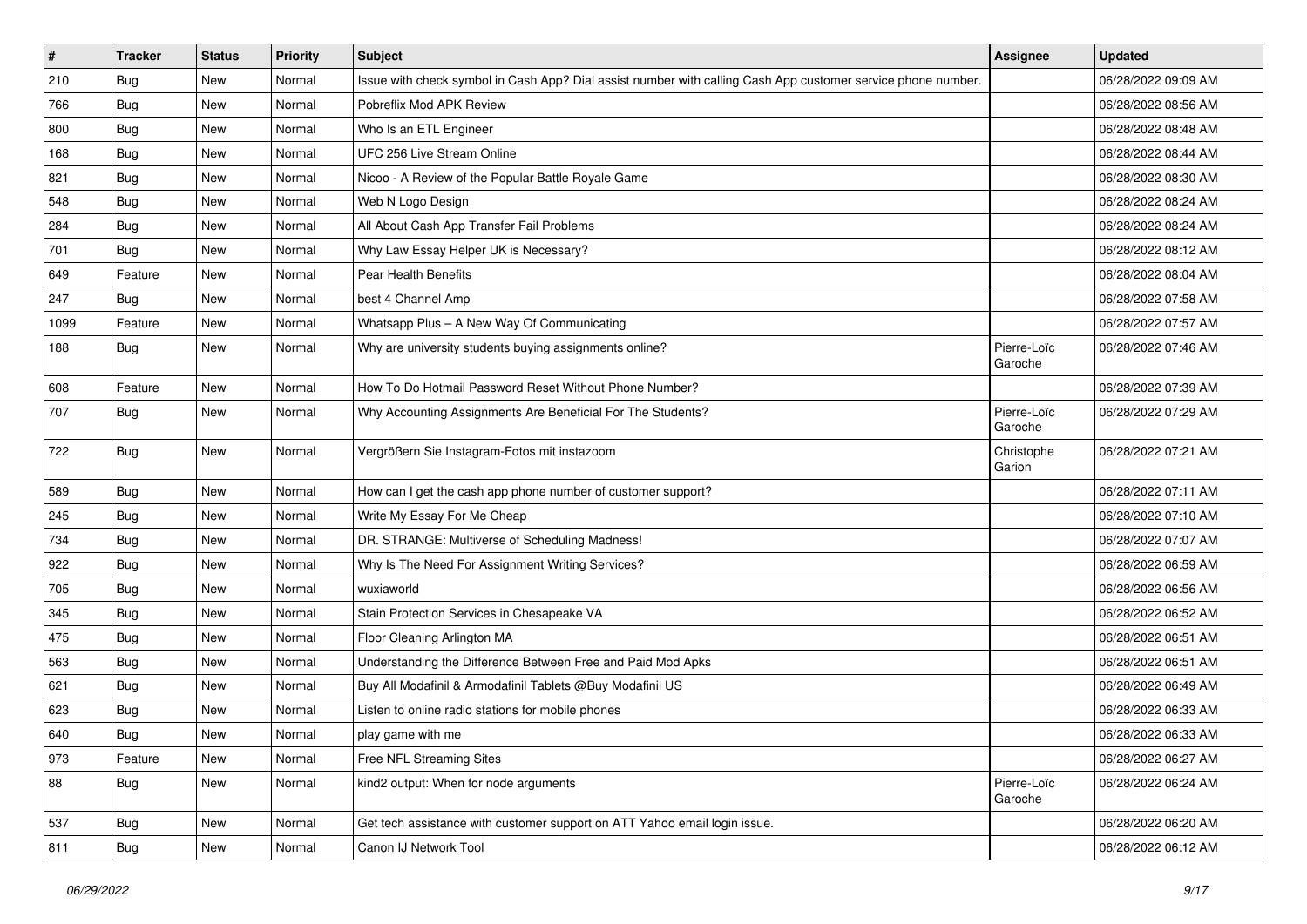| # | Tracker | Status | Priority | Subject | Assignee | Updated |
|---|---|---|---|---|---|---|
| 210 | Bug | New | Normal | Issue with check symbol in Cash App? Dial assist number with calling Cash App customer service phone number. | | 06/28/2022 09:09 AM |
| 766 | Bug | New | Normal | Pobreflix Mod APK Review | | 06/28/2022 08:56 AM |
| 800 | Bug | New | Normal | Who Is an ETL Engineer | | 06/28/2022 08:48 AM |
| 168 | Bug | New | Normal | UFC 256 Live Stream Online | | 06/28/2022 08:44 AM |
| 821 | Bug | New | Normal | Nicoo - A Review of the Popular Battle Royale Game | | 06/28/2022 08:30 AM |
| 548 | Bug | New | Normal | Web N Logo Design | | 06/28/2022 08:24 AM |
| 284 | Bug | New | Normal | All About Cash App Transfer Fail Problems | | 06/28/2022 08:24 AM |
| 701 | Bug | New | Normal | Why Law Essay Helper UK is Necessary? | | 06/28/2022 08:12 AM |
| 649 | Feature | New | Normal | Pear Health Benefits | | 06/28/2022 08:04 AM |
| 247 | Bug | New | Normal | best 4 Channel Amp | | 06/28/2022 07:58 AM |
| 1099 | Feature | New | Normal | Whatsapp Plus – A New Way Of Communicating | | 06/28/2022 07:57 AM |
| 188 | Bug | New | Normal | Why are university students buying assignments online? | Pierre-Loïc Garoche | 06/28/2022 07:46 AM |
| 608 | Feature | New | Normal | How To Do Hotmail Password Reset Without Phone Number? | | 06/28/2022 07:39 AM |
| 707 | Bug | New | Normal | Why Accounting Assignments Are Beneficial For The Students? | Pierre-Loïc Garoche | 06/28/2022 07:29 AM |
| 722 | Bug | New | Normal | Vergrößern Sie Instagram-Fotos mit instazoom | Christophe Garion | 06/28/2022 07:21 AM |
| 589 | Bug | New | Normal | How can I get the cash app phone number of customer support? | | 06/28/2022 07:11 AM |
| 245 | Bug | New | Normal | Write My Essay For Me Cheap | | 06/28/2022 07:10 AM |
| 734 | Bug | New | Normal | DR. STRANGE: Multiverse of Scheduling Madness! | | 06/28/2022 07:07 AM |
| 922 | Bug | New | Normal | Why Is The Need For Assignment Writing Services? | | 06/28/2022 06:59 AM |
| 705 | Bug | New | Normal | wuxiaworld | | 06/28/2022 06:56 AM |
| 345 | Bug | New | Normal | Stain Protection Services in Chesapeake VA | | 06/28/2022 06:52 AM |
| 475 | Bug | New | Normal | Floor Cleaning Arlington MA | | 06/28/2022 06:51 AM |
| 563 | Bug | New | Normal | Understanding the Difference Between Free and Paid Mod Apks | | 06/28/2022 06:51 AM |
| 621 | Bug | New | Normal | Buy All Modafinil & Armodafinil Tablets @Buy Modafinil US | | 06/28/2022 06:49 AM |
| 623 | Bug | New | Normal | Listen to online radio stations for mobile phones | | 06/28/2022 06:33 AM |
| 640 | Bug | New | Normal | play game with me | | 06/28/2022 06:33 AM |
| 973 | Feature | New | Normal | Free NFL Streaming Sites | | 06/28/2022 06:27 AM |
| 88 | Bug | New | Normal | kind2 output: When for node arguments | Pierre-Loïc Garoche | 06/28/2022 06:24 AM |
| 537 | Bug | New | Normal | Get tech assistance with customer support on ATT Yahoo email login issue. | | 06/28/2022 06:20 AM |
| 811 | Bug | New | Normal | Canon IJ Network Tool | | 06/28/2022 06:12 AM |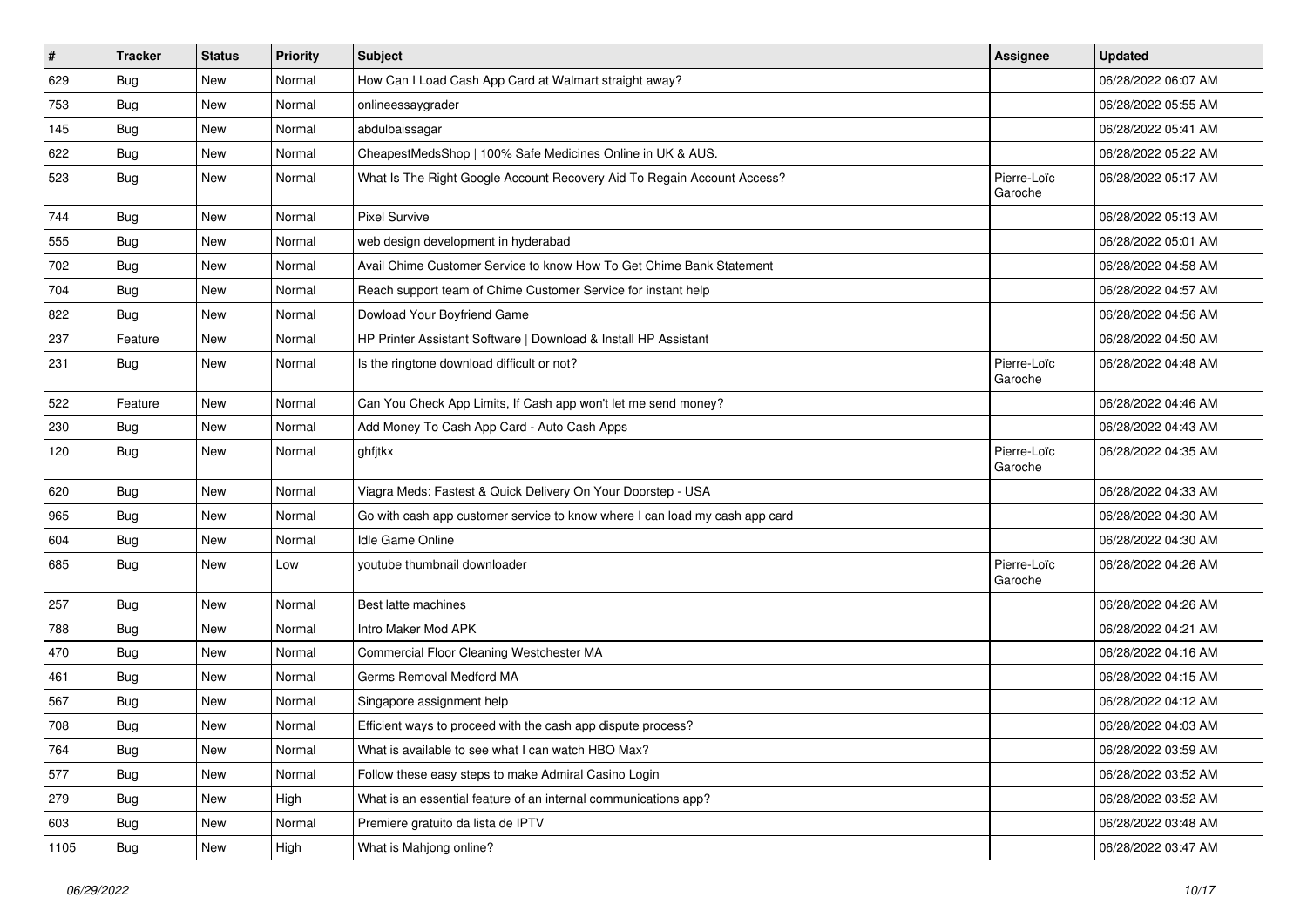| # | Tracker | Status | Priority | Subject | Assignee | Updated |
|---|---|---|---|---|---|---|
| 629 | Bug | New | Normal | How Can I Load Cash App Card at Walmart straight away? | | 06/28/2022 06:07 AM |
| 753 | Bug | New | Normal | onlineessaygrader | | 06/28/2022 05:55 AM |
| 145 | Bug | New | Normal | abdulbaissagar | | 06/28/2022 05:41 AM |
| 622 | Bug | New | Normal | CheapestMedsShop \| 100% Safe Medicines Online in UK & AUS. | | 06/28/2022 05:22 AM |
| 523 | Bug | New | Normal | What Is The Right Google Account Recovery Aid To Regain Account Access? | Pierre-Loïc Garoche | 06/28/2022 05:17 AM |
| 744 | Bug | New | Normal | Pixel Survive | | 06/28/2022 05:13 AM |
| 555 | Bug | New | Normal | web design development in hyderabad | | 06/28/2022 05:01 AM |
| 702 | Bug | New | Normal | Avail Chime Customer Service to know How To Get Chime Bank Statement | | 06/28/2022 04:58 AM |
| 704 | Bug | New | Normal | Reach support team of Chime Customer Service for instant help | | 06/28/2022 04:57 AM |
| 822 | Bug | New | Normal | Dowload Your Boyfriend Game | | 06/28/2022 04:56 AM |
| 237 | Feature | New | Normal | HP Printer Assistant Software \| Download & Install HP Assistant | | 06/28/2022 04:50 AM |
| 231 | Bug | New | Normal | Is the ringtone download difficult or not? | Pierre-Loïc Garoche | 06/28/2022 04:48 AM |
| 522 | Feature | New | Normal | Can You Check App Limits, If Cash app won't let me send money? | | 06/28/2022 04:46 AM |
| 230 | Bug | New | Normal | Add Money To Cash App Card - Auto Cash Apps | | 06/28/2022 04:43 AM |
| 120 | Bug | New | Normal | ghfjtkx | Pierre-Loïc Garoche | 06/28/2022 04:35 AM |
| 620 | Bug | New | Normal | Viagra Meds: Fastest & Quick Delivery On Your Doorstep - USA | | 06/28/2022 04:33 AM |
| 965 | Bug | New | Normal | Go with cash app customer service to know where I can load my cash app card | | 06/28/2022 04:30 AM |
| 604 | Bug | New | Normal | Idle Game Online | | 06/28/2022 04:30 AM |
| 685 | Bug | New | Low | youtube thumbnail downloader | Pierre-Loïc Garoche | 06/28/2022 04:26 AM |
| 257 | Bug | New | Normal | Best latte machines | | 06/28/2022 04:26 AM |
| 788 | Bug | New | Normal | Intro Maker Mod APK | | 06/28/2022 04:21 AM |
| 470 | Bug | New | Normal | Commercial Floor Cleaning Westchester MA | | 06/28/2022 04:16 AM |
| 461 | Bug | New | Normal | Germs Removal Medford MA | | 06/28/2022 04:15 AM |
| 567 | Bug | New | Normal | Singapore assignment help | | 06/28/2022 04:12 AM |
| 708 | Bug | New | Normal | Efficient ways to proceed with the cash app dispute process? | | 06/28/2022 04:03 AM |
| 764 | Bug | New | Normal | What is available to see what I can watch HBO Max? | | 06/28/2022 03:59 AM |
| 577 | Bug | New | Normal | Follow these easy steps to make Admiral Casino Login | | 06/28/2022 03:52 AM |
| 279 | Bug | New | High | What is an essential feature of an internal communications app? | | 06/28/2022 03:52 AM |
| 603 | Bug | New | Normal | Premiere gratuito da lista de IPTV | | 06/28/2022 03:48 AM |
| 1105 | Bug | New | High | What is Mahjong online? | | 06/28/2022 03:47 AM |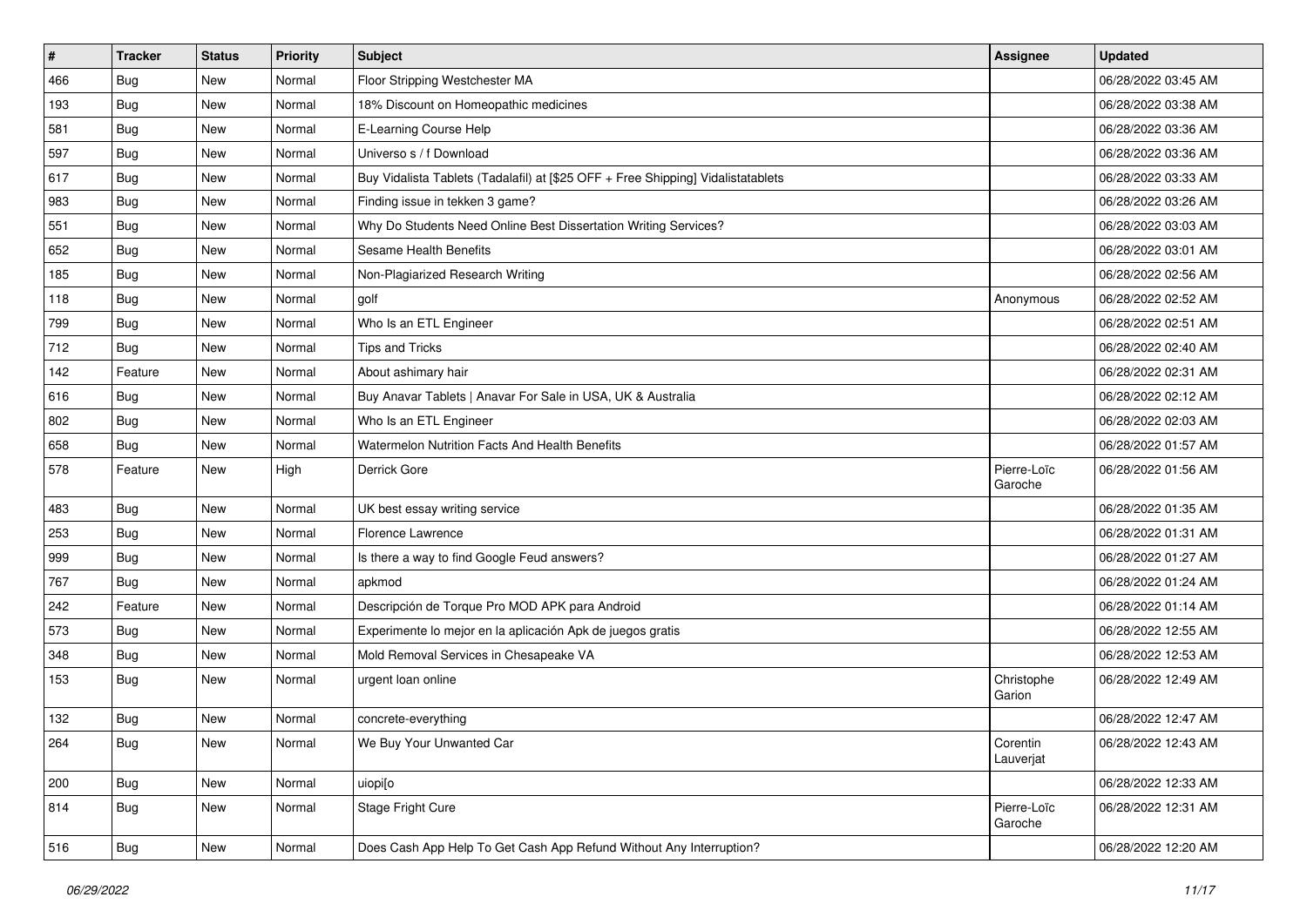| # | Tracker | Status | Priority | Subject | Assignee | Updated |
| --- | --- | --- | --- | --- | --- | --- |
| 466 | Bug | New | Normal | Floor Stripping Westchester MA | | 06/28/2022 03:45 AM |
| 193 | Bug | New | Normal | 18% Discount on Homeopathic medicines | | 06/28/2022 03:38 AM |
| 581 | Bug | New | Normal | E-Learning Course Help | | 06/28/2022 03:36 AM |
| 597 | Bug | New | Normal | Universo s / f Download | | 06/28/2022 03:36 AM |
| 617 | Bug | New | Normal | Buy Vidalista Tablets (Tadalafil) at [$25 OFF + Free Shipping] Vidalistatablets | | 06/28/2022 03:33 AM |
| 983 | Bug | New | Normal | Finding issue in tekken 3 game? | | 06/28/2022 03:26 AM |
| 551 | Bug | New | Normal | Why Do Students Need Online Best Dissertation Writing Services? | | 06/28/2022 03:03 AM |
| 652 | Bug | New | Normal | Sesame Health Benefits | | 06/28/2022 03:01 AM |
| 185 | Bug | New | Normal | Non-Plagiarized Research Writing | | 06/28/2022 02:56 AM |
| 118 | Bug | New | Normal | golf | Anonymous | 06/28/2022 02:52 AM |
| 799 | Bug | New | Normal | Who Is an ETL Engineer | | 06/28/2022 02:51 AM |
| 712 | Bug | New | Normal | Tips and Tricks | | 06/28/2022 02:40 AM |
| 142 | Feature | New | Normal | About ashimary hair | | 06/28/2022 02:31 AM |
| 616 | Bug | New | Normal | Buy Anavar Tablets \| Anavar For Sale in USA, UK & Australia | | 06/28/2022 02:12 AM |
| 802 | Bug | New | Normal | Who Is an ETL Engineer | | 06/28/2022 02:03 AM |
| 658 | Bug | New | Normal | Watermelon Nutrition Facts And Health Benefits | | 06/28/2022 01:57 AM |
| 578 | Feature | New | High | Derrick Gore | Pierre-Loïc Garoche | 06/28/2022 01:56 AM |
| 483 | Bug | New | Normal | UK best essay writing service | | 06/28/2022 01:35 AM |
| 253 | Bug | New | Normal | Florence Lawrence | | 06/28/2022 01:31 AM |
| 999 | Bug | New | Normal | Is there a way to find Google Feud answers? | | 06/28/2022 01:27 AM |
| 767 | Bug | New | Normal | apkmod | | 06/28/2022 01:24 AM |
| 242 | Feature | New | Normal | Descripción de Torque Pro MOD APK para Android | | 06/28/2022 01:14 AM |
| 573 | Bug | New | Normal | Experimente lo mejor en la aplicación Apk de juegos gratis | | 06/28/2022 12:55 AM |
| 348 | Bug | New | Normal | Mold Removal Services in Chesapeake VA | | 06/28/2022 12:53 AM |
| 153 | Bug | New | Normal | urgent loan online | Christophe Garion | 06/28/2022 12:49 AM |
| 132 | Bug | New | Normal | concrete-everything | | 06/28/2022 12:47 AM |
| 264 | Bug | New | Normal | We Buy Your Unwanted Car | Corentin Lauverjat | 06/28/2022 12:43 AM |
| 200 | Bug | New | Normal | uiopi[o | | 06/28/2022 12:33 AM |
| 814 | Bug | New | Normal | Stage Fright Cure | Pierre-Loïc Garoche | 06/28/2022 12:31 AM |
| 516 | Bug | New | Normal | Does Cash App Help To Get Cash App Refund Without Any Interruption? | | 06/28/2022 12:20 AM |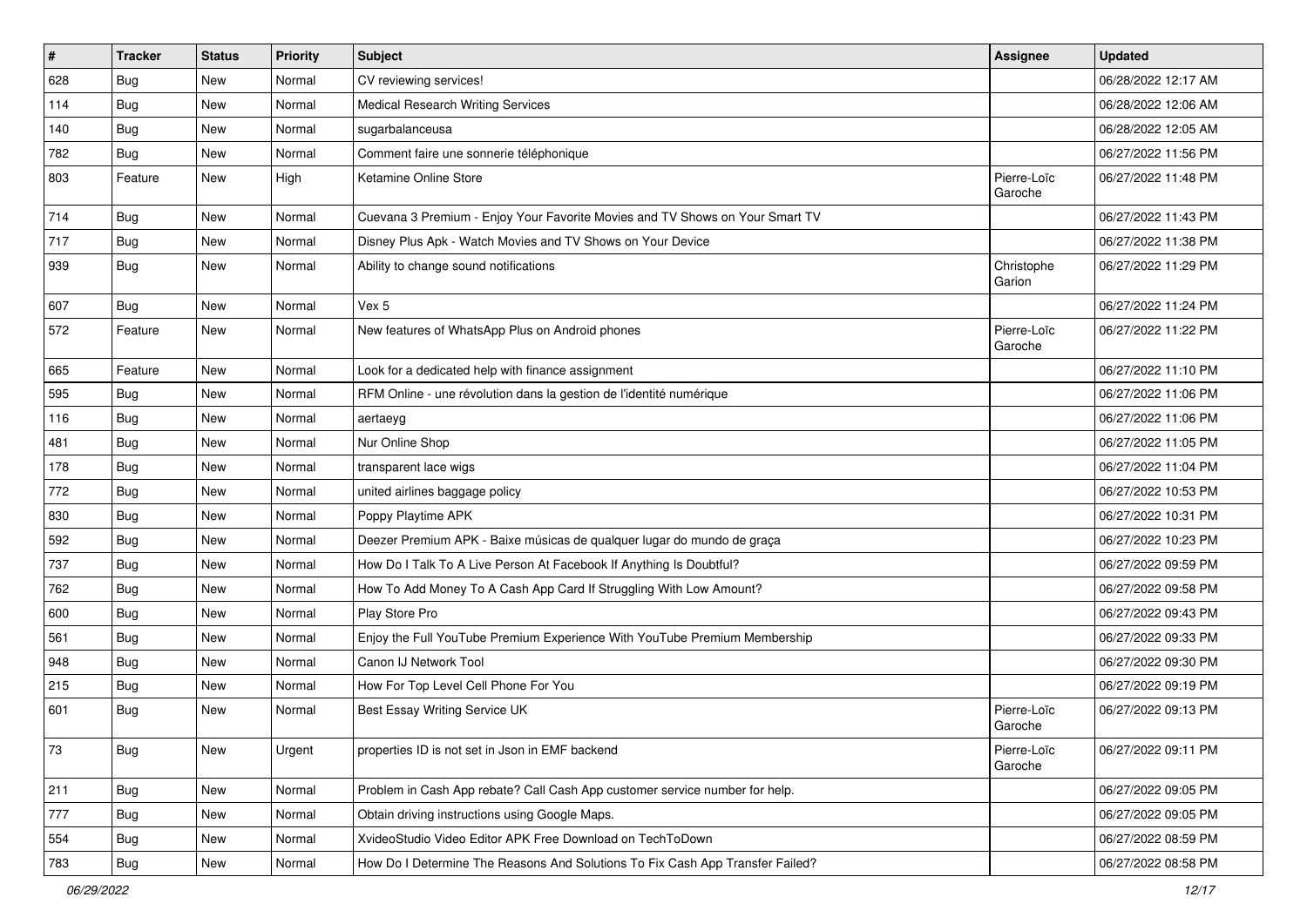| # | Tracker | Status | Priority | Subject | Assignee | Updated |
|---|---|---|---|---|---|---|
| 628 | Bug | New | Normal | CV reviewing services! | | 06/28/2022 12:17 AM |
| 114 | Bug | New | Normal | Medical Research Writing Services | | 06/28/2022 12:06 AM |
| 140 | Bug | New | Normal | sugarbalanceusa | | 06/28/2022 12:05 AM |
| 782 | Bug | New | Normal | Comment faire une sonnerie téléphonique | | 06/27/2022 11:56 PM |
| 803 | Feature | New | High | Ketamine Online Store | Pierre-Loïc Garoche | 06/27/2022 11:48 PM |
| 714 | Bug | New | Normal | Cuevana 3 Premium - Enjoy Your Favorite Movies and TV Shows on Your Smart TV | | 06/27/2022 11:43 PM |
| 717 | Bug | New | Normal | Disney Plus Apk - Watch Movies and TV Shows on Your Device | | 06/27/2022 11:38 PM |
| 939 | Bug | New | Normal | Ability to change sound notifications | Christophe Garion | 06/27/2022 11:29 PM |
| 607 | Bug | New | Normal | Vex 5 | | 06/27/2022 11:24 PM |
| 572 | Feature | New | Normal | New features of WhatsApp Plus on Android phones | Pierre-Loïc Garoche | 06/27/2022 11:22 PM |
| 665 | Feature | New | Normal | Look for a dedicated help with finance assignment | | 06/27/2022 11:10 PM |
| 595 | Bug | New | Normal | RFM Online - une révolution dans la gestion de l'identité numérique | | 06/27/2022 11:06 PM |
| 116 | Bug | New | Normal | aertaeyg | | 06/27/2022 11:06 PM |
| 481 | Bug | New | Normal | Nur Online Shop | | 06/27/2022 11:05 PM |
| 178 | Bug | New | Normal | transparent lace wigs | | 06/27/2022 11:04 PM |
| 772 | Bug | New | Normal | united airlines baggage policy | | 06/27/2022 10:53 PM |
| 830 | Bug | New | Normal | Poppy Playtime APK | | 06/27/2022 10:31 PM |
| 592 | Bug | New | Normal | Deezer Premium APK - Baixe músicas de qualquer lugar do mundo de graça | | 06/27/2022 10:23 PM |
| 737 | Bug | New | Normal | How Do I Talk To A Live Person At Facebook If Anything Is Doubtful? | | 06/27/2022 09:59 PM |
| 762 | Bug | New | Normal | How To Add Money To A Cash App Card If Struggling With Low Amount? | | 06/27/2022 09:58 PM |
| 600 | Bug | New | Normal | Play Store Pro | | 06/27/2022 09:43 PM |
| 561 | Bug | New | Normal | Enjoy the Full YouTube Premium Experience With YouTube Premium Membership | | 06/27/2022 09:33 PM |
| 948 | Bug | New | Normal | Canon IJ Network Tool | | 06/27/2022 09:30 PM |
| 215 | Bug | New | Normal | How For Top Level Cell Phone For You | | 06/27/2022 09:19 PM |
| 601 | Bug | New | Normal | Best Essay Writing Service UK | Pierre-Loïc Garoche | 06/27/2022 09:13 PM |
| 73 | Bug | New | Urgent | properties ID is not set in Json in EMF backend | Pierre-Loïc Garoche | 06/27/2022 09:11 PM |
| 211 | Bug | New | Normal | Problem in Cash App rebate? Call Cash App customer service number for help. | | 06/27/2022 09:05 PM |
| 777 | Bug | New | Normal | Obtain driving instructions using Google Maps. | | 06/27/2022 09:05 PM |
| 554 | Bug | New | Normal | XvideoStudio Video Editor APK Free Download on TechToDown | | 06/27/2022 08:59 PM |
| 783 | Bug | New | Normal | How Do I Determine The Reasons And Solutions To Fix Cash App Transfer Failed? | | 06/27/2022 08:58 PM |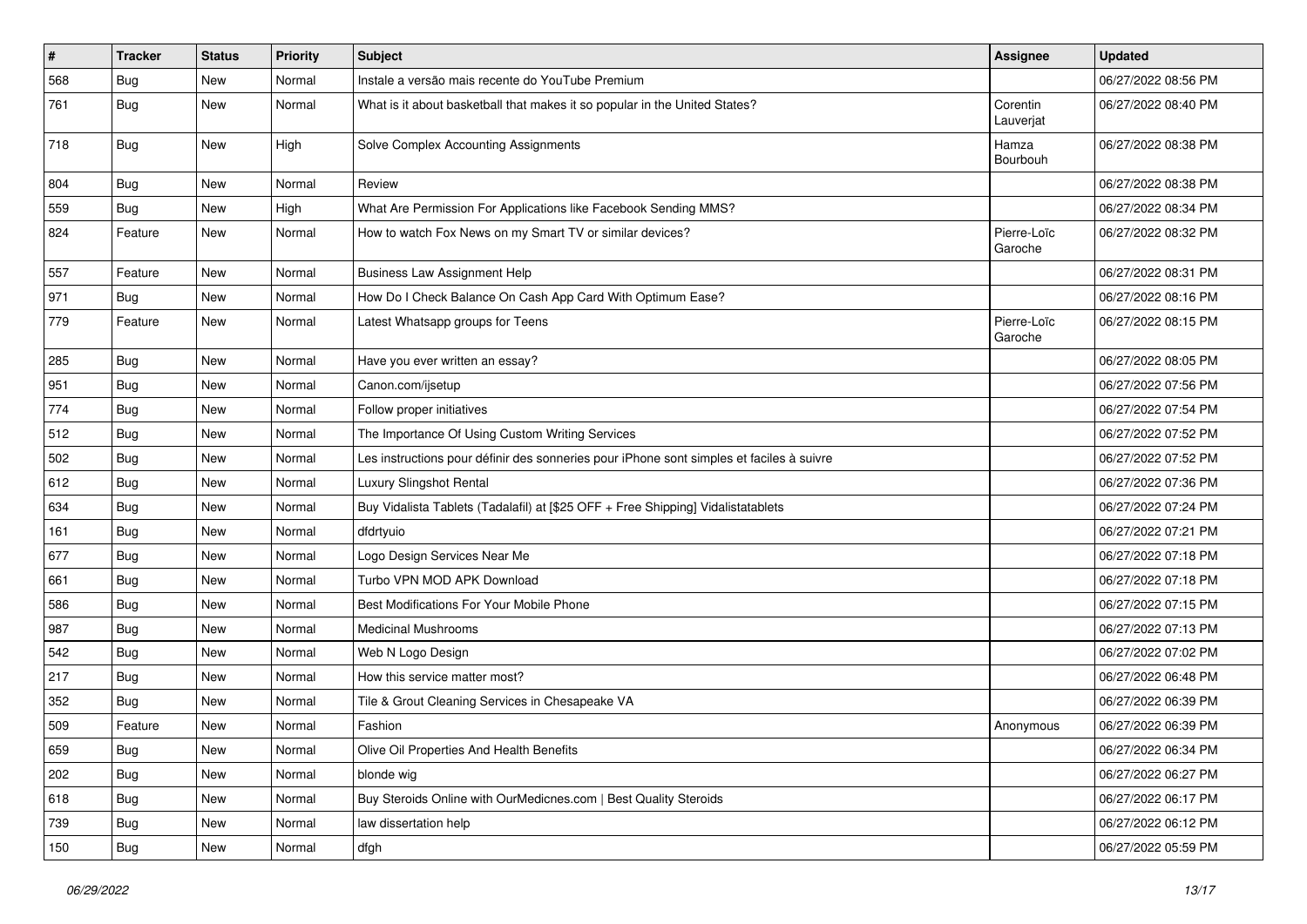| # | Tracker | Status | Priority | Subject | Assignee | Updated |
|---|---|---|---|---|---|---|
| 568 | Bug | New | Normal | Instale a versão mais recente do YouTube Premium | | 06/27/2022 08:56 PM |
| 761 | Bug | New | Normal | What is it about basketball that makes it so popular in the United States? | Corentin Lauverjat | 06/27/2022 08:40 PM |
| 718 | Bug | New | High | Solve Complex Accounting Assignments | Hamza Bourbouh | 06/27/2022 08:38 PM |
| 804 | Bug | New | Normal | Review | | 06/27/2022 08:38 PM |
| 559 | Bug | New | High | What Are Permission For Applications like Facebook Sending MMS? | | 06/27/2022 08:34 PM |
| 824 | Feature | New | Normal | How to watch Fox News on my Smart TV or similar devices? | Pierre-Loïc Garoche | 06/27/2022 08:32 PM |
| 557 | Feature | New | Normal | Business Law Assignment Help | | 06/27/2022 08:31 PM |
| 971 | Bug | New | Normal | How Do I Check Balance On Cash App Card With Optimum Ease? | | 06/27/2022 08:16 PM |
| 779 | Feature | New | Normal | Latest Whatsapp groups for Teens | Pierre-Loïc Garoche | 06/27/2022 08:15 PM |
| 285 | Bug | New | Normal | Have you ever written an essay? | | 06/27/2022 08:05 PM |
| 951 | Bug | New | Normal | Canon.com/ijsetup | | 06/27/2022 07:56 PM |
| 774 | Bug | New | Normal | Follow proper initiatives | | 06/27/2022 07:54 PM |
| 512 | Bug | New | Normal | The Importance Of Using Custom Writing Services | | 06/27/2022 07:52 PM |
| 502 | Bug | New | Normal | Les instructions pour définir des sonneries pour iPhone sont simples et faciles à suivre | | 06/27/2022 07:52 PM |
| 612 | Bug | New | Normal | Luxury Slingshot Rental | | 06/27/2022 07:36 PM |
| 634 | Bug | New | Normal | Buy Vidalista Tablets (Tadalafil) at [$25 OFF + Free Shipping] Vidalistatablets | | 06/27/2022 07:24 PM |
| 161 | Bug | New | Normal | dfdrtyuio | | 06/27/2022 07:21 PM |
| 677 | Bug | New | Normal | Logo Design Services Near Me | | 06/27/2022 07:18 PM |
| 661 | Bug | New | Normal | Turbo VPN MOD APK Download | | 06/27/2022 07:18 PM |
| 586 | Bug | New | Normal | Best Modifications For Your Mobile Phone | | 06/27/2022 07:15 PM |
| 987 | Bug | New | Normal | Medicinal Mushrooms | | 06/27/2022 07:13 PM |
| 542 | Bug | New | Normal | Web N Logo Design | | 06/27/2022 07:02 PM |
| 217 | Bug | New | Normal | How this service matter most? | | 06/27/2022 06:48 PM |
| 352 | Bug | New | Normal | Tile & Grout Cleaning Services in Chesapeake VA | | 06/27/2022 06:39 PM |
| 509 | Feature | New | Normal | Fashion | Anonymous | 06/27/2022 06:39 PM |
| 659 | Bug | New | Normal | Olive Oil Properties And Health Benefits | | 06/27/2022 06:34 PM |
| 202 | Bug | New | Normal | blonde wig | | 06/27/2022 06:27 PM |
| 618 | Bug | New | Normal | Buy Steroids Online with OurMedicnes.com \| Best Quality Steroids | | 06/27/2022 06:17 PM |
| 739 | Bug | New | Normal | law dissertation help | | 06/27/2022 06:12 PM |
| 150 | Bug | New | Normal | dfgh | | 06/27/2022 05:59 PM |

*06/29/2022*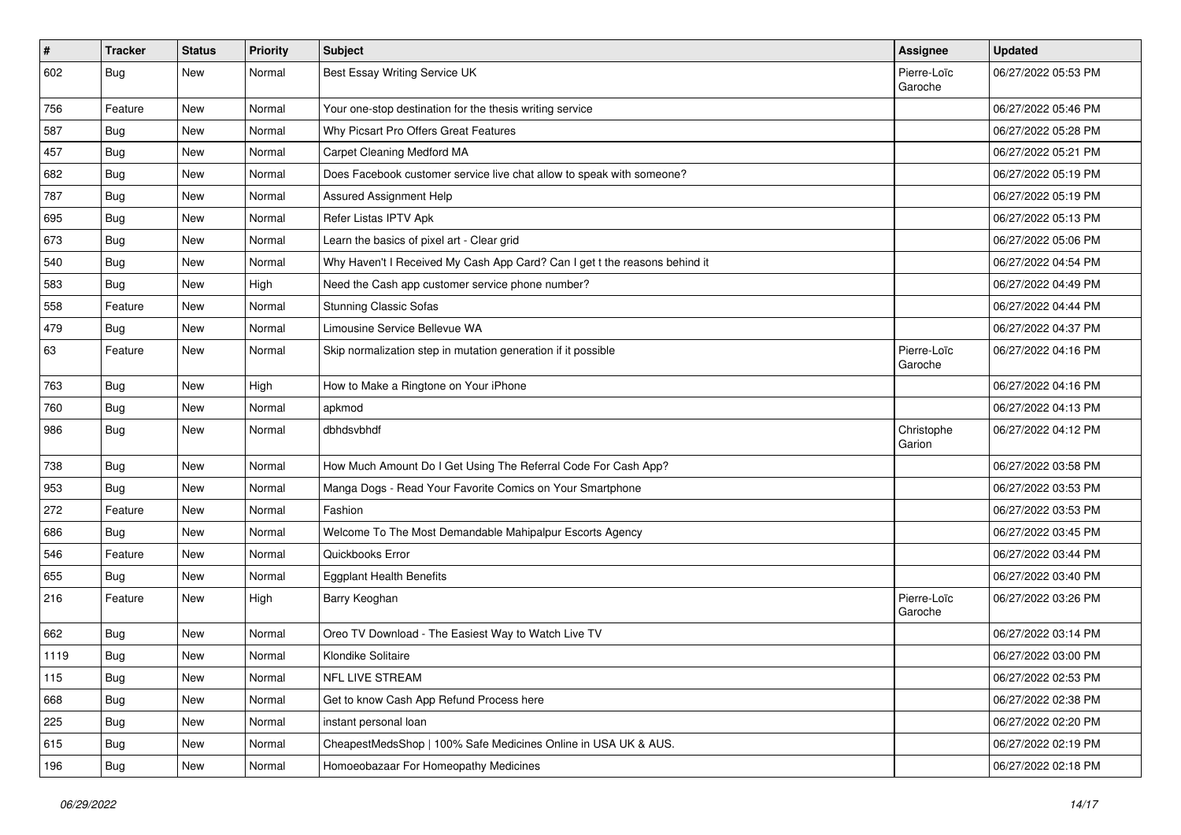| # | Tracker | Status | Priority | Subject | Assignee | Updated |
|---|---|---|---|---|---|---|
| 602 | Bug | New | Normal | Best Essay Writing Service UK | Pierre-Loïc Garoche | 06/27/2022 05:53 PM |
| 756 | Feature | New | Normal | Your one-stop destination for the thesis writing service | | 06/27/2022 05:46 PM |
| 587 | Bug | New | Normal | Why Picsart Pro Offers Great Features | | 06/27/2022 05:28 PM |
| 457 | Bug | New | Normal | Carpet Cleaning Medford MA | | 06/27/2022 05:21 PM |
| 682 | Bug | New | Normal | Does Facebook customer service live chat allow to speak with someone? | | 06/27/2022 05:19 PM |
| 787 | Bug | New | Normal | Assured Assignment Help | | 06/27/2022 05:19 PM |
| 695 | Bug | New | Normal | Refer Listas IPTV Apk | | 06/27/2022 05:13 PM |
| 673 | Bug | New | Normal | Learn the basics of pixel art - Clear grid | | 06/27/2022 05:06 PM |
| 540 | Bug | New | Normal | Why Haven't I Received My Cash App Card? Can I get t the reasons behind it | | 06/27/2022 04:54 PM |
| 583 | Bug | New | High | Need the Cash app customer service phone number? | | 06/27/2022 04:49 PM |
| 558 | Feature | New | Normal | Stunning Classic Sofas | | 06/27/2022 04:44 PM |
| 479 | Bug | New | Normal | Limousine Service Bellevue WA | | 06/27/2022 04:37 PM |
| 63 | Feature | New | Normal | Skip normalization step in mutation generation if it possible | Pierre-Loïc Garoche | 06/27/2022 04:16 PM |
| 763 | Bug | New | High | How to Make a Ringtone on Your iPhone | | 06/27/2022 04:16 PM |
| 760 | Bug | New | Normal | apkmod | | 06/27/2022 04:13 PM |
| 986 | Bug | New | Normal | dbhdsvbhdf | Christophe Garion | 06/27/2022 04:12 PM |
| 738 | Bug | New | Normal | How Much Amount Do I Get Using The Referral Code For Cash App? | | 06/27/2022 03:58 PM |
| 953 | Bug | New | Normal | Manga Dogs - Read Your Favorite Comics on Your Smartphone | | 06/27/2022 03:53 PM |
| 272 | Feature | New | Normal | Fashion | | 06/27/2022 03:53 PM |
| 686 | Bug | New | Normal | Welcome To The Most Demandable Mahipalpur Escorts Agency | | 06/27/2022 03:45 PM |
| 546 | Feature | New | Normal | Quickbooks Error | | 06/27/2022 03:44 PM |
| 655 | Bug | New | Normal | Eggplant Health Benefits | | 06/27/2022 03:40 PM |
| 216 | Feature | New | High | Barry Keoghan | Pierre-Loïc Garoche | 06/27/2022 03:26 PM |
| 662 | Bug | New | Normal | Oreo TV Download - The Easiest Way to Watch Live TV | | 06/27/2022 03:14 PM |
| 1119 | Bug | New | Normal | Klondike Solitaire | | 06/27/2022 03:00 PM |
| 115 | Bug | New | Normal | NFL LIVE STREAM | | 06/27/2022 02:53 PM |
| 668 | Bug | New | Normal | Get to know Cash App Refund Process here | | 06/27/2022 02:38 PM |
| 225 | Bug | New | Normal | instant personal loan | | 06/27/2022 02:20 PM |
| 615 | Bug | New | Normal | CheapestMedsShop \| 100% Safe Medicines Online in USA UK & AUS. | | 06/27/2022 02:19 PM |
| 196 | Bug | New | Normal | Homoeobazaar For Homeopathy Medicines | | 06/27/2022 02:18 PM |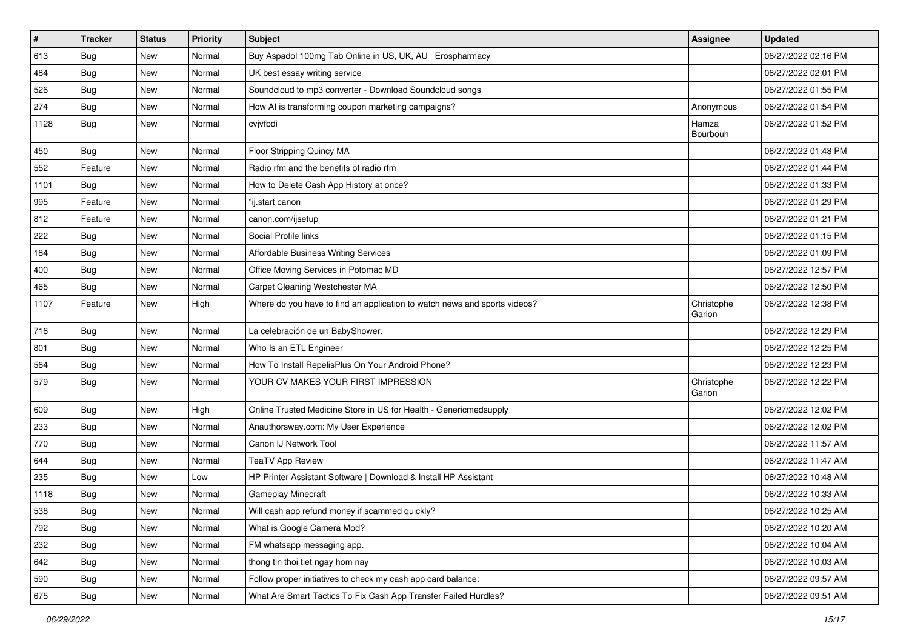| # | Tracker | Status | Priority | Subject | Assignee | Updated |
|---|---|---|---|---|---|---|
| 613 | Bug | New | Normal | Buy Aspadol 100mg Tab Online in US, UK, AU \| Erospharmacy | | 06/27/2022 02:16 PM |
| 484 | Bug | New | Normal | UK best essay writing service | | 06/27/2022 02:01 PM |
| 526 | Bug | New | Normal | Soundcloud to mp3 converter - Download Soundcloud songs | | 06/27/2022 01:55 PM |
| 274 | Bug | New | Normal | How AI is transforming coupon marketing campaigns? | Anonymous | 06/27/2022 01:54 PM |
| 1128 | Bug | New | Normal | cvjvfbdi | Hamza Bourbouh | 06/27/2022 01:52 PM |
| 450 | Bug | New | Normal | Floor Stripping Quincy MA | | 06/27/2022 01:48 PM |
| 552 | Feature | New | Normal | Radio rfm and the benefits of radio rfm | | 06/27/2022 01:44 PM |
| 1101 | Bug | New | Normal | How to Delete Cash App History at once? | | 06/27/2022 01:33 PM |
| 995 | Feature | New | Normal | "ij.start canon | | 06/27/2022 01:29 PM |
| 812 | Feature | New | Normal | canon.com/ijsetup | | 06/27/2022 01:21 PM |
| 222 | Bug | New | Normal | Social Profile links | | 06/27/2022 01:15 PM |
| 184 | Bug | New | Normal | Affordable Business Writing Services | | 06/27/2022 01:09 PM |
| 400 | Bug | New | Normal | Office Moving Services in Potomac MD | | 06/27/2022 12:57 PM |
| 465 | Bug | New | Normal | Carpet Cleaning Westchester MA | | 06/27/2022 12:50 PM |
| 1107 | Feature | New | High | Where do you have to find an application to watch news and sports videos? | Christophe Garion | 06/27/2022 12:38 PM |
| 716 | Bug | New | Normal | La celebración de un BabyShower. | | 06/27/2022 12:29 PM |
| 801 | Bug | New | Normal | Who Is an ETL Engineer | | 06/27/2022 12:25 PM |
| 564 | Bug | New | Normal | How To Install RepelisPlus On Your Android Phone? | | 06/27/2022 12:23 PM |
| 579 | Bug | New | Normal | YOUR CV MAKES YOUR FIRST IMPRESSION | Christophe Garion | 06/27/2022 12:22 PM |
| 609 | Bug | New | High | Online Trusted Medicine Store in US for Health - Genericmedsupply | | 06/27/2022 12:02 PM |
| 233 | Bug | New | Normal | Anauthorsway.com: My User Experience | | 06/27/2022 12:02 PM |
| 770 | Bug | New | Normal | Canon IJ Network Tool | | 06/27/2022 11:57 AM |
| 644 | Bug | New | Normal | TeaTV App Review | | 06/27/2022 11:47 AM |
| 235 | Bug | New | Low | HP Printer Assistant Software \| Download & Install HP Assistant | | 06/27/2022 10:48 AM |
| 1118 | Bug | New | Normal | Gameplay Minecraft | | 06/27/2022 10:33 AM |
| 538 | Bug | New | Normal | Will cash app refund money if scammed quickly? | | 06/27/2022 10:25 AM |
| 792 | Bug | New | Normal | What is Google Camera Mod? | | 06/27/2022 10:20 AM |
| 232 | Bug | New | Normal | FM whatsapp messaging app. | | 06/27/2022 10:04 AM |
| 642 | Bug | New | Normal | thong tin thoi tiet ngay hom nay | | 06/27/2022 10:03 AM |
| 590 | Bug | New | Normal | Follow proper initiatives to check my cash app card balance: | | 06/27/2022 09:57 AM |
| 675 | Bug | New | Normal | What Are Smart Tactics To Fix Cash App Transfer Failed Hurdles? | | 06/27/2022 09:51 AM |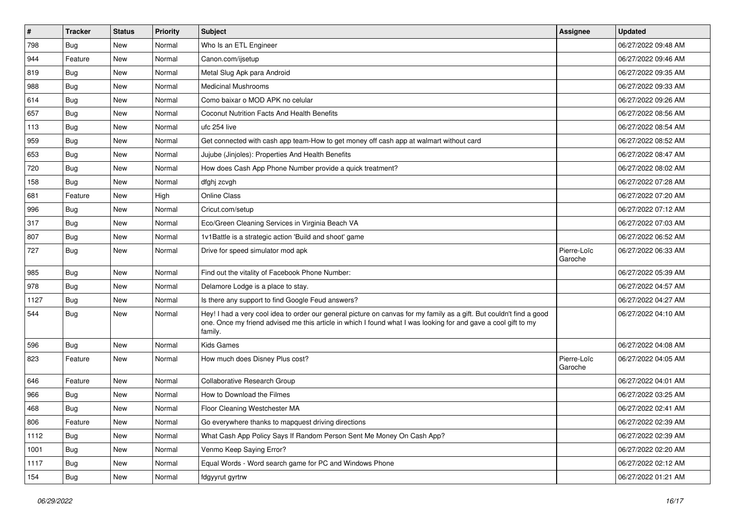| # | Tracker | Status | Priority | Subject | Assignee | Updated |
|---|---|---|---|---|---|---|
| 798 | Bug | New | Normal | Who Is an ETL Engineer | | 06/27/2022 09:48 AM |
| 944 | Feature | New | Normal | Canon.com/ijsetup | | 06/27/2022 09:46 AM |
| 819 | Bug | New | Normal | Metal Slug Apk para Android | | 06/27/2022 09:35 AM |
| 988 | Bug | New | Normal | Medicinal Mushrooms | | 06/27/2022 09:33 AM |
| 614 | Bug | New | Normal | Como baixar o MOD APK no celular | | 06/27/2022 09:26 AM |
| 657 | Bug | New | Normal | Coconut Nutrition Facts And Health Benefits | | 06/27/2022 08:56 AM |
| 113 | Bug | New | Normal | ufc 254 live | | 06/27/2022 08:54 AM |
| 959 | Bug | New | Normal | Get connected with cash app team-How to get money off cash app at walmart without card | | 06/27/2022 08:52 AM |
| 653 | Bug | New | Normal | Jujube (Jinjoles): Properties And Health Benefits | | 06/27/2022 08:47 AM |
| 720 | Bug | New | Normal | How does Cash App Phone Number provide a quick treatment? | | 06/27/2022 08:02 AM |
| 158 | Bug | New | Normal | dfghj zcvgh | | 06/27/2022 07:28 AM |
| 681 | Feature | New | High | Online Class | | 06/27/2022 07:20 AM |
| 996 | Bug | New | Normal | Cricut.com/setup | | 06/27/2022 07:12 AM |
| 317 | Bug | New | Normal | Eco/Green Cleaning Services in Virginia Beach VA | | 06/27/2022 07:03 AM |
| 807 | Bug | New | Normal | 1v1Battle is a strategic action 'Build and shoot' game | | 06/27/2022 06:52 AM |
| 727 | Bug | New | Normal | Drive for speed simulator mod apk | Pierre-Loïc Garoche | 06/27/2022 06:33 AM |
| 985 | Bug | New | Normal | Find out the vitality of Facebook Phone Number: | | 06/27/2022 05:39 AM |
| 978 | Bug | New | Normal | Delamore Lodge is a place to stay. | | 06/27/2022 04:57 AM |
| 1127 | Bug | New | Normal | Is there any support to find Google Feud answers? | | 06/27/2022 04:27 AM |
| 544 | Bug | New | Normal | Hey! I had a very cool idea to order our general picture on canvas for my family as a gift. But couldn't find a good one. Once my friend advised me this article in which I found what I was looking for and gave a cool gift to my family. | | 06/27/2022 04:10 AM |
| 596 | Bug | New | Normal | Kids Games | | 06/27/2022 04:08 AM |
| 823 | Feature | New | Normal | How much does Disney Plus cost? | Pierre-Loïc Garoche | 06/27/2022 04:05 AM |
| 646 | Feature | New | Normal | Collaborative Research Group | | 06/27/2022 04:01 AM |
| 966 | Bug | New | Normal | How to Download the Filmes | | 06/27/2022 03:25 AM |
| 468 | Bug | New | Normal | Floor Cleaning Westchester MA | | 06/27/2022 02:41 AM |
| 806 | Feature | New | Normal | Go everywhere thanks to mapquest driving directions | | 06/27/2022 02:39 AM |
| 1112 | Bug | New | Normal | What Cash App Policy Says If Random Person Sent Me Money On Cash App? | | 06/27/2022 02:39 AM |
| 1001 | Bug | New | Normal | Venmo Keep Saying Error? | | 06/27/2022 02:20 AM |
| 1117 | Bug | New | Normal | Equal Words - Word search game for PC and Windows Phone | | 06/27/2022 02:12 AM |
| 154 | Bug | New | Normal | fdgyyrut gyrtrw | | 06/27/2022 01:21 AM |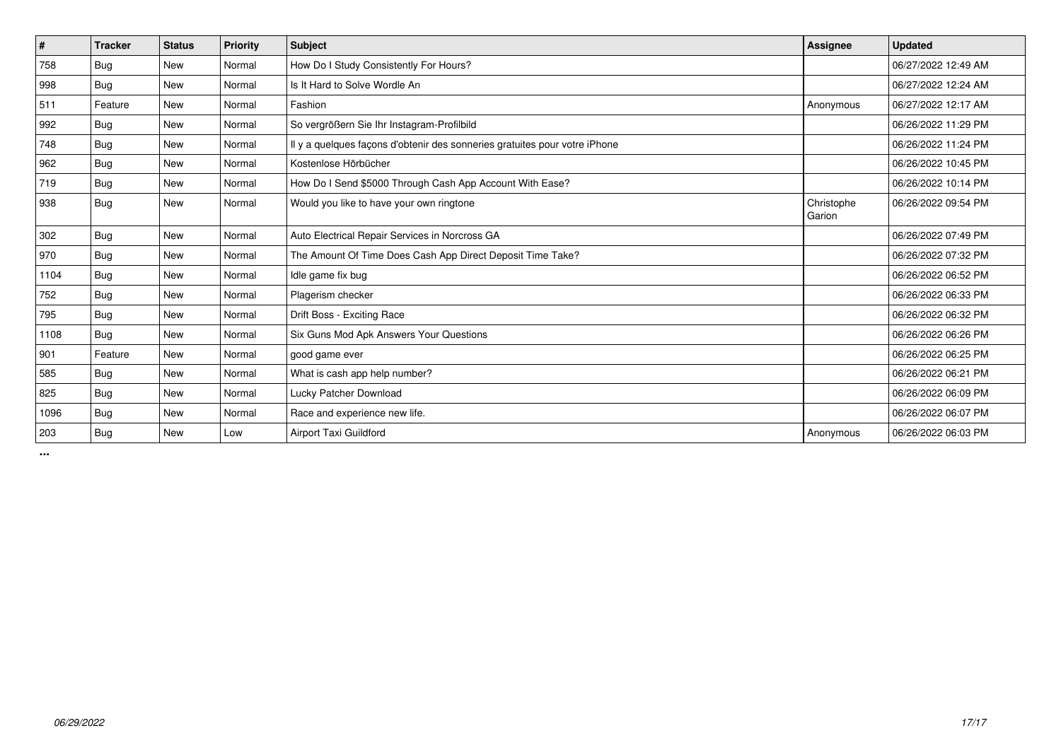| # | Tracker | Status | Priority | Subject | Assignee | Updated |
|---|---|---|---|---|---|---|
| 758 | Bug | New | Normal | How Do I Study Consistently For Hours? | | 06/27/2022 12:49 AM |
| 998 | Bug | New | Normal | Is It Hard to Solve Wordle An | | 06/27/2022 12:24 AM |
| 511 | Feature | New | Normal | Fashion | Anonymous | 06/27/2022 12:17 AM |
| 992 | Bug | New | Normal | So vergrößern Sie Ihr Instagram-Profilbild | | 06/26/2022 11:29 PM |
| 748 | Bug | New | Normal | Il y a quelques façons d'obtenir des sonneries gratuites pour votre iPhone | | 06/26/2022 11:24 PM |
| 962 | Bug | New | Normal | Kostenlose Hörbücher | | 06/26/2022 10:45 PM |
| 719 | Bug | New | Normal | How Do I Send $5000 Through Cash App Account With Ease? | | 06/26/2022 10:14 PM |
| 938 | Bug | New | Normal | Would you like to have your own ringtone | Christophe Garion | 06/26/2022 09:54 PM |
| 302 | Bug | New | Normal | Auto Electrical Repair Services in Norcross GA | | 06/26/2022 07:49 PM |
| 970 | Bug | New | Normal | The Amount Of Time Does Cash App Direct Deposit Time Take? | | 06/26/2022 07:32 PM |
| 1104 | Bug | New | Normal | Idle game fix bug | | 06/26/2022 06:52 PM |
| 752 | Bug | New | Normal | Plagerism checker | | 06/26/2022 06:33 PM |
| 795 | Bug | New | Normal | Drift Boss - Exciting Race | | 06/26/2022 06:32 PM |
| 1108 | Bug | New | Normal | Six Guns Mod Apk Answers Your Questions | | 06/26/2022 06:26 PM |
| 901 | Feature | New | Normal | good game ever | | 06/26/2022 06:25 PM |
| 585 | Bug | New | Normal | What is cash app help number? | | 06/26/2022 06:21 PM |
| 825 | Bug | New | Normal | Lucky Patcher Download | | 06/26/2022 06:09 PM |
| 1096 | Bug | New | Normal | Race and experience new life. | | 06/26/2022 06:07 PM |
| 203 | Bug | New | Low | Airport Taxi Guildford | Anonymous | 06/26/2022 06:03 PM |

...